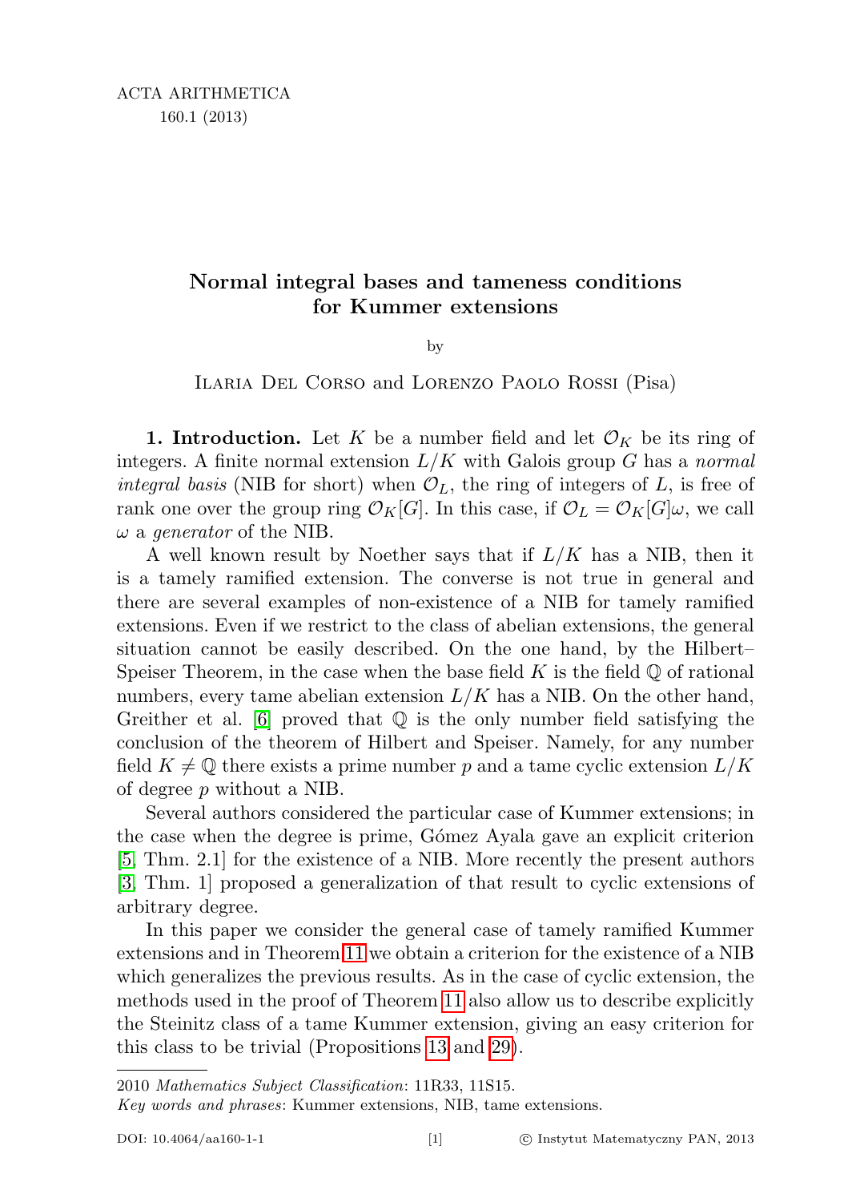# Normal integral bases and tameness conditions for Kummer extensions

by

Ilaria Del Corso and Lorenzo Paolo Rossi (Pisa)

**1. Introduction.** Let $K$ be a number field and let $\mathcal{O}_K$ be its ring of integers. A finite normal extension $L/K$ with Galois group $G$ has a *normal integral basis* (NIB for short) when $\mathcal{O}_L$, the ring of integers of $L$, is free of rank one over the group ring $\mathcal{O}_K[G]$. In this case, if $\mathcal{O}_L = \mathcal{O}_K[G]\omega$, we call $\omega$ a *generator* of the NIB.

A well known result by Noether says that if $L/K$ has a NIB, then it is a tamely ramified extension. The converse is not true in general and there are several examples of non-existence of a NIB for tamely ramified extensions. Even if we restrict to the class of abelian extensions, the general situation cannot be easily described. On the one hand, by the Hilbert–Speiser Theorem, in the case when the base field $K$ is the field $\mathbb{Q}$ of rational numbers, every tame abelian extension $L/K$ has a NIB. On the other hand, Greither et al. [6] proved that $\mathbb{Q}$ is the only number field satisfying the conclusion of the theorem of Hilbert and Speiser. Namely, for any number field $K \neq \mathbb{Q}$ there exists a prime number $p$ and a tame cyclic extension $L/K$ of degree $p$ without a NIB.

Several authors considered the particular case of Kummer extensions; in the case when the degree is prime, Gómez Ayala gave an explicit criterion [5, Thm. 2.1] for the existence of a NIB. More recently the present authors [3, Thm. 1] proposed a generalization of that result to cyclic extensions of arbitrary degree.

In this paper we consider the general case of tamely ramified Kummer extensions and in Theorem 11 we obtain a criterion for the existence of a NIB which generalizes the previous results. As in the case of cyclic extension, the methods used in the proof of Theorem 11 also allow us to describe explicitly the Steinitz class of a tame Kummer extension, giving an easy criterion for this class to be trivial (Propositions 13 and 29).

2010 *Mathematics Subject Classification*: 11R33, 11S15.

*Key words and phrases*: Kummer extensions, NIB, tame extensions.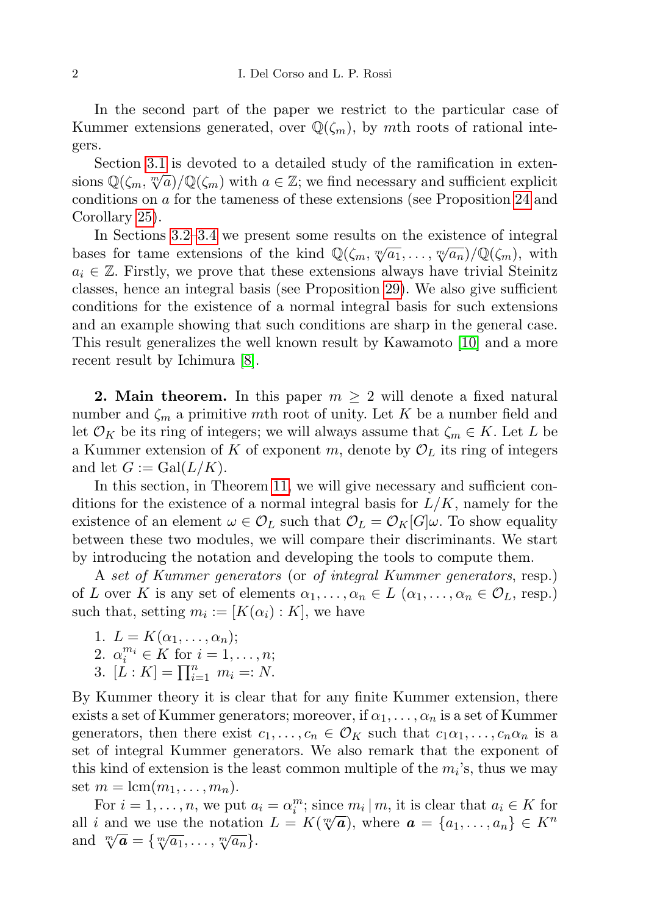In the second part of the paper we restrict to the particular case of Kummer extensions generated, over $\mathbb{Q}(\zeta_m)$, by $m$th roots of rational integers.

Section 3.1 is devoted to a detailed study of the ramification in extensions $\mathbb{Q}(\zeta_m, \sqrt[m]{a})/\mathbb{Q}(\zeta_m)$ with $a \in \mathbb{Z}$; we find necessary and sufficient explicit conditions on $a$ for the tameness of these extensions (see Proposition 24 and Corollary 25).

In Sections 3.2–3.4 we present some results on the existence of integral bases for tame extensions of the kind $\mathbb{Q}(\zeta_m, \sqrt[m]{a_1}, \ldots, \sqrt[m]{a_n})/\mathbb{Q}(\zeta_m)$, with $a_i \in \mathbb{Z}$. Firstly, we prove that these extensions always have trivial Steinitz classes, hence an integral basis (see Proposition 29). We also give sufficient conditions for the existence of a normal integral basis for such extensions and an example showing that such conditions are sharp in the general case. This result generalizes the well known result by Kawamoto [10] and a more recent result by Ichimura [8].

**2. Main theorem.** In this paper $m \geq 2$ will denote a fixed natural number and $\zeta_m$ a primitive $m$th root of unity. Let $K$ be a number field and let $\mathcal{O}_K$ be its ring of integers; we will always assume that $\zeta_m \in K$. Let $L$ be a Kummer extension of $K$ of exponent $m$, denote by $\mathcal{O}_L$ its ring of integers and let $G := \mathrm{Gal}(L/K)$.

In this section, in Theorem 11, we will give necessary and sufficient conditions for the existence of a normal integral basis for $L/K$, namely for the existence of an element $\omega \in \mathcal{O}_L$ such that $\mathcal{O}_L = \mathcal{O}_K[G]\omega$. To show equality between these two modules, we will compare their discriminants. We start by introducing the notation and developing the tools to compute them.

A *set of Kummer generators* (or *of integral Kummer generators*, resp.) of $L$ over $K$ is any set of elements $\alpha_1, \ldots, \alpha_n \in L$ ($\alpha_1, \ldots, \alpha_n \in \mathcal{O}_L$, resp.) such that, setting $m_i := [K(\alpha_i) : K]$, we have

1. $L = K(\alpha_1, \ldots, \alpha_n)$;
2. $\alpha_i^{m_i} \in K$ for $i = 1, \ldots, n$;
3. $[L : K] = \prod_{i=1}^{n} m_i =: N$.

By Kummer theory it is clear that for any finite Kummer extension, there exists a set of Kummer generators; moreover, if $\alpha_1, \ldots, \alpha_n$ is a set of Kummer generators, then there exist $c_1, \ldots, c_n \in \mathcal{O}_K$ such that $c_1\alpha_1, \ldots, c_n\alpha_n$ is a set of integral Kummer generators. We also remark that the exponent of this kind of extension is the least common multiple of the $m_i$'s, thus we may set $m = \mathrm{lcm}(m_1, \ldots, m_n)$.

For $i = 1, \ldots, n$, we put $a_i = \alpha_i^m$; since $m_i \mid m$, it is clear that $a_i \in K$ for all $i$ and we use the notation $L = K(\sqrt[m]{\boldsymbol{a}})$, where $\boldsymbol{a} = \{a_1, \ldots, a_n\} \in K^n$ and $\sqrt[m]{\boldsymbol{a}} = \{\sqrt[m]{a_1}, \ldots, \sqrt[m]{a_n}\}$.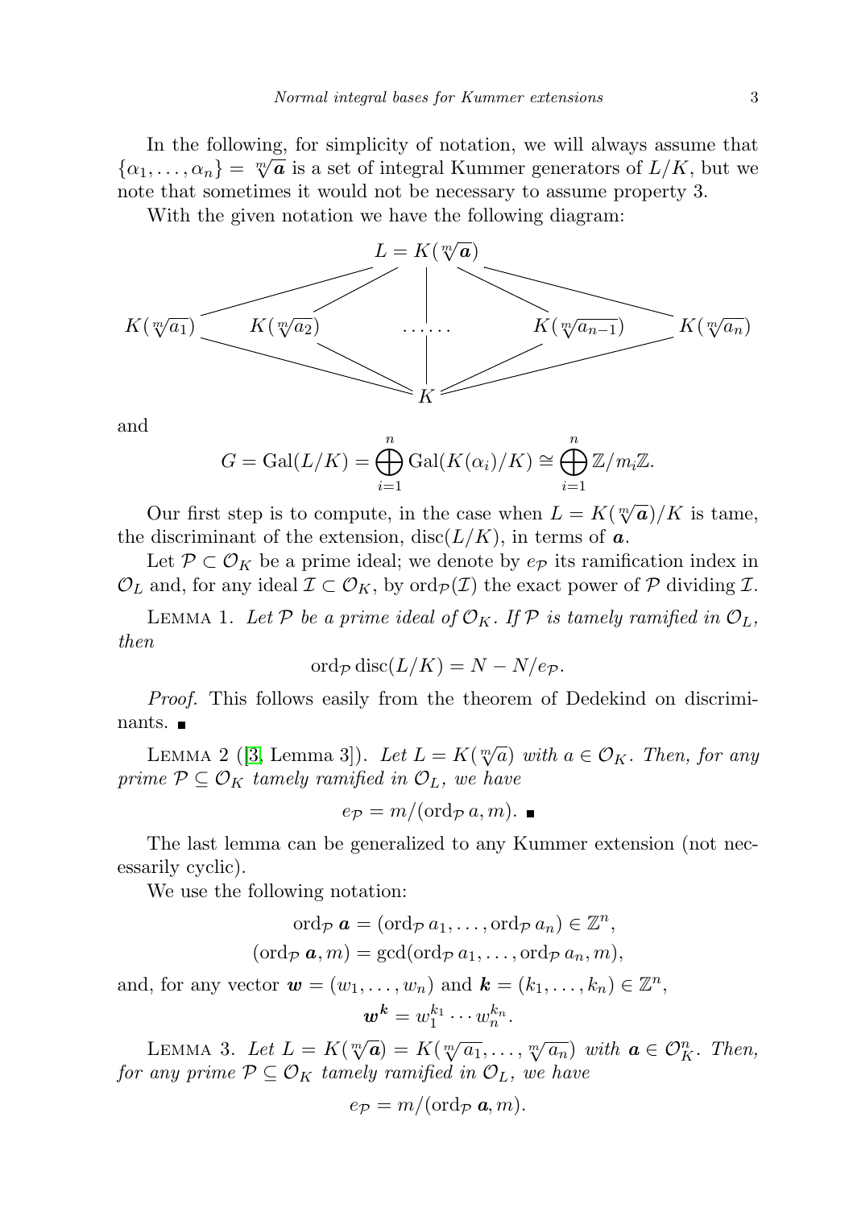In the following, for simplicity of notation, we will always assume that $\{\alpha_1, \ldots, \alpha_n\} = \sqrt[m]{\boldsymbol{a}}$ is a set of integral Kummer generators of $L/K$, but we note that sometimes it would not be necessary to assume property 3.

With the given notation we have the following diagram:

$$
\begin{array}{ccccc}
 & & L = K(\sqrt[m]{\boldsymbol{a}}) & & \\
K(\sqrt[m]{a_1}) & K(\sqrt[m]{a_2}) & \ldots\ldots & K(\sqrt[m]{a_{n-1}}) & K(\sqrt[m]{a_n}) \\
 & & K & &
\end{array}
$$

and

$$G = \mathrm{Gal}(L/K) = \bigoplus_{i=1}^{n} \mathrm{Gal}(K(\alpha_i)/K) \cong \bigoplus_{i=1}^{n} \mathbb{Z}/m_i\mathbb{Z}.$$

Our first step is to compute, in the case when $L = K(\sqrt[m]{\boldsymbol{a}})/K$ is tame, the discriminant of the extension, $\mathrm{disc}(L/K)$, in terms of $\boldsymbol{a}$.

Let $\mathcal{P} \subset \mathcal{O}_K$ be a prime ideal; we denote by $e_{\mathcal{P}}$ its ramification index in $\mathcal{O}_L$ and, for any ideal $\mathcal{I} \subset \mathcal{O}_K$, by $\mathrm{ord}_{\mathcal{P}}(\mathcal{I})$ the exact power of $\mathcal{P}$ dividing $\mathcal{I}$.

Lemma 1. *Let $\mathcal{P}$ be a prime ideal of $\mathcal{O}_K$. If $\mathcal{P}$ is tamely ramified in $\mathcal{O}_L$, then*

$$\mathrm{ord}_{\mathcal{P}}\, \mathrm{disc}(L/K) = N - N/e_{\mathcal{P}}.$$

*Proof.* This follows easily from the theorem of Dedekind on discriminants. ∎

Lemma 2 ([3, Lemma 3]). *Let $L = K(\sqrt[m]{a})$ with $a \in \mathcal{O}_K$. Then, for any prime $\mathcal{P} \subseteq \mathcal{O}_K$ tamely ramified in $\mathcal{O}_L$, we have*

$$e_{\mathcal{P}} = m/(\mathrm{ord}_{\mathcal{P}}\, a, m). \ \blacksquare$$

The last lemma can be generalized to any Kummer extension (not necessarily cyclic).

We use the following notation:

$$\mathrm{ord}_{\mathcal{P}}\, \boldsymbol{a} = (\mathrm{ord}_{\mathcal{P}}\, a_1, \ldots, \mathrm{ord}_{\mathcal{P}}\, a_n) \in \mathbb{Z}^n,$$
$$(\mathrm{ord}_{\mathcal{P}}\, \boldsymbol{a}, m) = \gcd(\mathrm{ord}_{\mathcal{P}}\, a_1, \ldots, \mathrm{ord}_{\mathcal{P}}\, a_n, m),$$

and, for any vector $\boldsymbol{w} = (w_1, \ldots, w_n)$ and $\boldsymbol{k} = (k_1, \ldots, k_n) \in \mathbb{Z}^n$,

$$\boldsymbol{w}^{\boldsymbol{k}} = w_1^{k_1} \cdots w_n^{k_n}.$$

Lemma 3. *Let $L = K(\sqrt[m]{\boldsymbol{a}}) = K(\sqrt[m]{a_1}, \ldots, \sqrt[m]{a_n})$ with $\boldsymbol{a} \in \mathcal{O}_K^n$. Then, for any prime $\mathcal{P} \subseteq \mathcal{O}_K$ tamely ramified in $\mathcal{O}_L$, we have*

$$e_{\mathcal{P}} = m/(\mathrm{ord}_{\mathcal{P}}\, \boldsymbol{a}, m).$$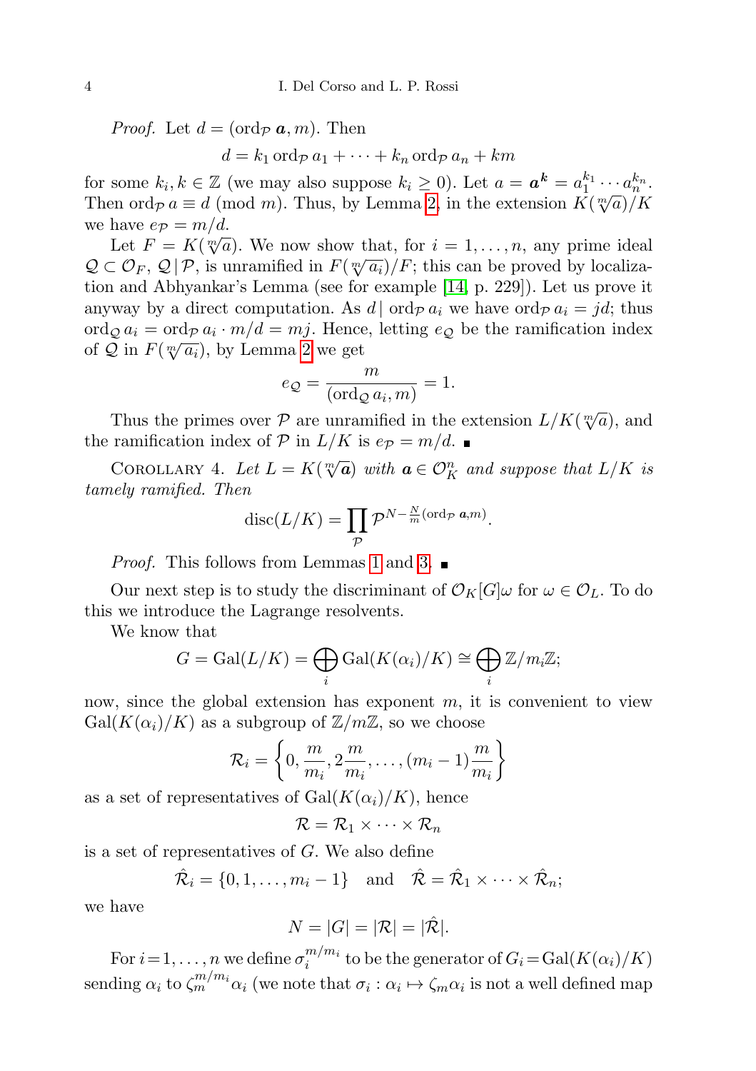*Proof.* Let $d = (\operatorname{ord}_{\mathcal{P}} \boldsymbol{a}, m)$. Then

$$d = k_1 \operatorname{ord}_{\mathcal{P}} a_1 + \cdots + k_n \operatorname{ord}_{\mathcal{P}} a_n + km$$

for some $k_i, k \in \mathbb{Z}$ (we may also suppose $k_i \geq 0$). Let $a = \boldsymbol{a}^{\boldsymbol{k}} = a_1^{k_1} \cdots a_n^{k_n}$. Then $\operatorname{ord}_{\mathcal{P}} a \equiv d \pmod{m}$. Thus, by Lemma 2, in the extension $K(\sqrt[m]{a})/K$ we have $e_{\mathcal{P}} = m/d$.

Let $F = K(\sqrt[m]{a})$. We now show that, for $i = 1, \ldots, n$, any prime ideal $\mathcal{Q} \subset \mathcal{O}_F$, $\mathcal{Q} \mid \mathcal{P}$, is unramified in $F(\sqrt[m]{a_i})/F$; this can be proved by localization and Abhyankar's Lemma (see for example [14, p. 229]). Let us prove it anyway by a direct computation. As $d \mid \operatorname{ord}_{\mathcal{P}} a_i$ we have $\operatorname{ord}_{\mathcal{P}} a_i = jd$; thus $\operatorname{ord}_{\mathcal{Q}} a_i = \operatorname{ord}_{\mathcal{P}} a_i \cdot m/d = mj$. Hence, letting $e_{\mathcal{Q}}$ be the ramification index of $\mathcal{Q}$ in $F(\sqrt[m]{a_i})$, by Lemma 2 we get

$$e_{\mathcal{Q}} = \frac{m}{(\operatorname{ord}_{\mathcal{Q}} a_i, m)} = 1.$$

Thus the primes over $\mathcal{P}$ are unramified in the extension $L/K(\sqrt[m]{a})$, and the ramification index of $\mathcal{P}$ in $L/K$ is $e_{\mathcal{P}} = m/d$. ∎

Corollary 4. *Let $L = K(\sqrt[m]{\boldsymbol{a}})$ with $\boldsymbol{a} \in \mathcal{O}_K^n$ and suppose that $L/K$ is tamely ramified. Then*

$$\operatorname{disc}(L/K) = \prod_{\mathcal{P}} \mathcal{P}^{N - \frac{N}{m}(\operatorname{ord}_{\mathcal{P}} \boldsymbol{a}, m)}.$$

*Proof.* This follows from Lemmas 1 and 3. ∎

Our next step is to study the discriminant of $\mathcal{O}_K[G]\omega$ for $\omega \in \mathcal{O}_L$. To do this we introduce the Lagrange resolvents.

We know that

$$G = \operatorname{Gal}(L/K) = \bigoplus_i \operatorname{Gal}(K(\alpha_i)/K) \cong \bigoplus_i \mathbb{Z}/m_i\mathbb{Z};$$

now, since the global extension has exponent $m$, it is convenient to view $\operatorname{Gal}(K(\alpha_i)/K)$ as a subgroup of $\mathbb{Z}/m\mathbb{Z}$, so we choose

$$\mathcal{R}_i = \left\{0, \frac{m}{m_i}, 2\frac{m}{m_i}, \ldots, (m_i - 1)\frac{m}{m_i}\right\}$$

as a set of representatives of $\operatorname{Gal}(K(\alpha_i)/K)$, hence

$$\mathcal{R} = \mathcal{R}_1 \times \cdots \times \mathcal{R}_n$$

is a set of representatives of $G$. We also define

$$\hat{\mathcal{R}}_i = \{0, 1, \ldots, m_i - 1\} \quad \text{and} \quad \hat{\mathcal{R}} = \hat{\mathcal{R}}_1 \times \cdots \times \hat{\mathcal{R}}_n;$$

we have

$$N = |G| = |\mathcal{R}| = |\hat{\mathcal{R}}|.$$

For $i = 1, \ldots, n$ we define $\sigma_i^{m/m_i}$ to be the generator of $G_i = \operatorname{Gal}(K(\alpha_i)/K)$ sending $\alpha_i$ to $\zeta_m^{m/m_i}\alpha_i$ (we note that $\sigma_i : \alpha_i \mapsto \zeta_m \alpha_i$ is not a well defined map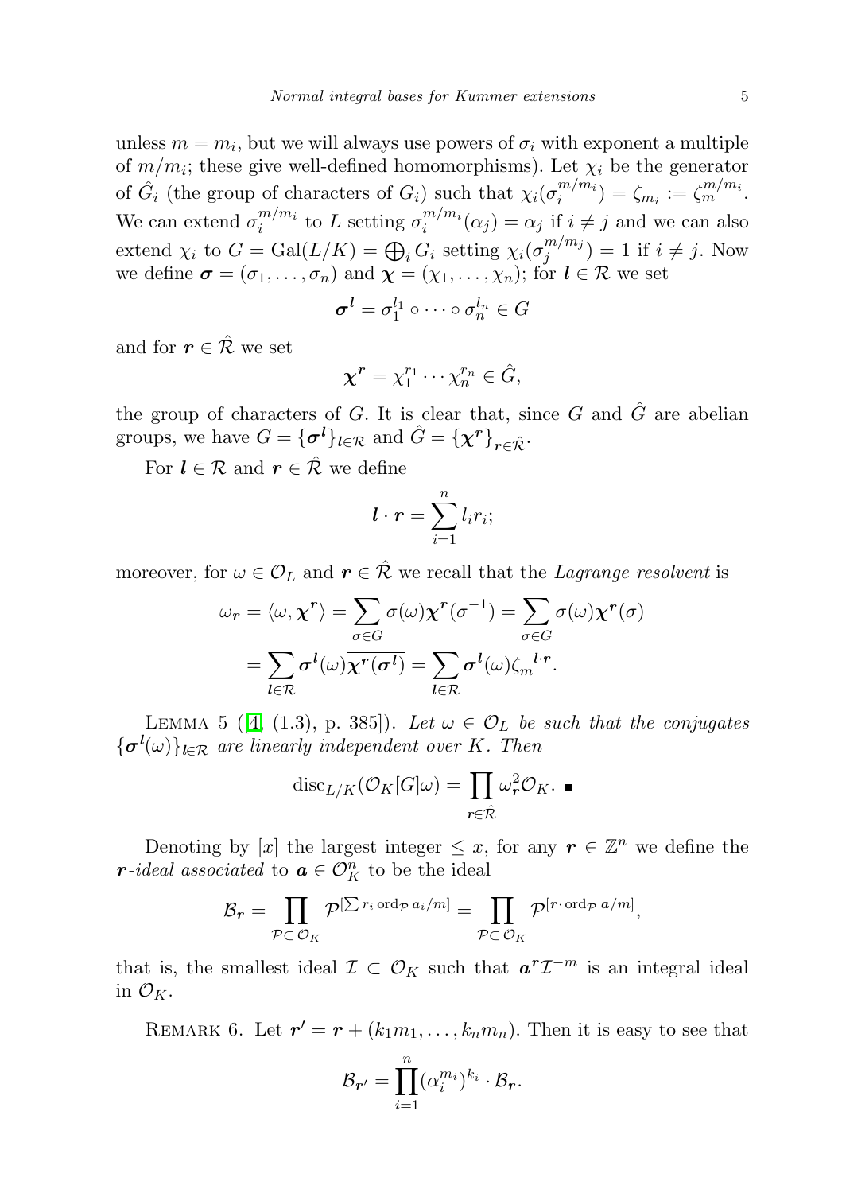unless $m = m_i$, but we will always use powers of $\sigma_i$ with exponent a multiple of $m/m_i$; these give well-defined homomorphisms). Let $\chi_i$ be the generator of $\hat{G}_i$ (the group of characters of $G_i$) such that $\chi_i(\sigma_i^{m/m_i}) = \zeta_{m_i} := \zeta_m^{m/m_i}$. We can extend $\sigma_i^{m/m_i}$ to $L$ setting $\sigma_i^{m/m_i}(\alpha_j) = \alpha_j$ if $i \neq j$ and we can also extend $\chi_i$ to $G = \mathrm{Gal}(L/K) = \bigoplus_i G_i$ setting $\chi_i(\sigma_j^{m/m_j}) = 1$ if $i \neq j$. Now we define $\boldsymbol{\sigma} = (\sigma_1, \ldots, \sigma_n)$ and $\boldsymbol{\chi} = (\chi_1, \ldots, \chi_n)$; for $\boldsymbol{l} \in \mathcal{R}$ we set

$$\boldsymbol{\sigma}^{\boldsymbol{l}} = \sigma_1^{l_1} \circ \cdots \circ \sigma_n^{l_n} \in G$$

and for $\boldsymbol{r} \in \hat{\mathcal{R}}$ we set

$$\boldsymbol{\chi}^{\boldsymbol{r}} = \chi_1^{r_1} \cdots \chi_n^{r_n} \in \hat{G},$$

the group of characters of $G$. It is clear that, since $G$ and $\hat{G}$ are abelian groups, we have $G = \{\boldsymbol{\sigma}^{\boldsymbol{l}}\}_{\boldsymbol{l} \in \mathcal{R}}$ and $\hat{G} = \{\boldsymbol{\chi}^{\boldsymbol{r}}\}_{\boldsymbol{r} \in \hat{\mathcal{R}}}$.

For $\boldsymbol{l} \in \mathcal{R}$ and $\boldsymbol{r} \in \hat{\mathcal{R}}$ we define

$$\boldsymbol{l} \cdot \boldsymbol{r} = \sum_{i=1}^{n} l_i r_i;$$

moreover, for $\omega \in \mathcal{O}_L$ and $\boldsymbol{r} \in \hat{\mathcal{R}}$ we recall that the *Lagrange resolvent* is

$$\begin{aligned}
\omega_{\boldsymbol{r}} = \langle \omega, \boldsymbol{\chi}^{\boldsymbol{r}} \rangle &= \sum_{\sigma \in G} \sigma(\omega) \boldsymbol{\chi}^{\boldsymbol{r}}(\sigma^{-1}) = \sum_{\sigma \in G} \sigma(\omega) \overline{\boldsymbol{\chi}^{\boldsymbol{r}}(\sigma)} \\
&= \sum_{\boldsymbol{l} \in \mathcal{R}} \boldsymbol{\sigma}^{\boldsymbol{l}}(\omega) \overline{\boldsymbol{\chi}^{\boldsymbol{r}}(\boldsymbol{\sigma}^{\boldsymbol{l}})} = \sum_{\boldsymbol{l} \in \mathcal{R}} \boldsymbol{\sigma}^{\boldsymbol{l}}(\omega) \zeta_m^{-\boldsymbol{l} \cdot \boldsymbol{r}}.
\end{aligned}$$

Lemma 5 ([4, (1.3), p. 385]). *Let $\omega \in \mathcal{O}_L$ be such that the conjugates $\{\boldsymbol{\sigma}^{\boldsymbol{l}}(\omega)\}_{\boldsymbol{l} \in \mathcal{R}}$ are linearly independent over $K$. Then*

$$\mathrm{disc}_{L/K}(\mathcal{O}_K[G]\omega) = \prod_{\boldsymbol{r} \in \hat{\mathcal{R}}} \omega_{\boldsymbol{r}}^2 \mathcal{O}_K. \;\blacksquare$$

Denoting by $[x]$ the largest integer $\leq x$, for any $\boldsymbol{r} \in \mathbb{Z}^n$ we define the *$\boldsymbol{r}$-ideal associated* to $\boldsymbol{a} \in \mathcal{O}_K^n$ to be the ideal

$$\mathcal{B}_{\boldsymbol{r}} = \prod_{\mathcal{P} \subset \mathcal{O}_K} \mathcal{P}^{[\sum r_i \operatorname{ord}_{\mathcal{P}} a_i / m]} = \prod_{\mathcal{P} \subset \mathcal{O}_K} \mathcal{P}^{[\boldsymbol{r} \cdot \operatorname{ord}_{\mathcal{P}} \boldsymbol{a} / m]},$$

that is, the smallest ideal $\mathcal{I} \subset \mathcal{O}_K$ such that $\boldsymbol{a}^{\boldsymbol{r}} \mathcal{I}^{-m}$ is an integral ideal in $\mathcal{O}_K$.

Remark 6. Let $\boldsymbol{r}' = \boldsymbol{r} + (k_1 m_1, \ldots, k_n m_n)$. Then it is easy to see that

$$\mathcal{B}_{\boldsymbol{r}'} = \prod_{i=1}^{n} (\alpha_i^{m_i})^{k_i} \cdot \mathcal{B}_{\boldsymbol{r}}.$$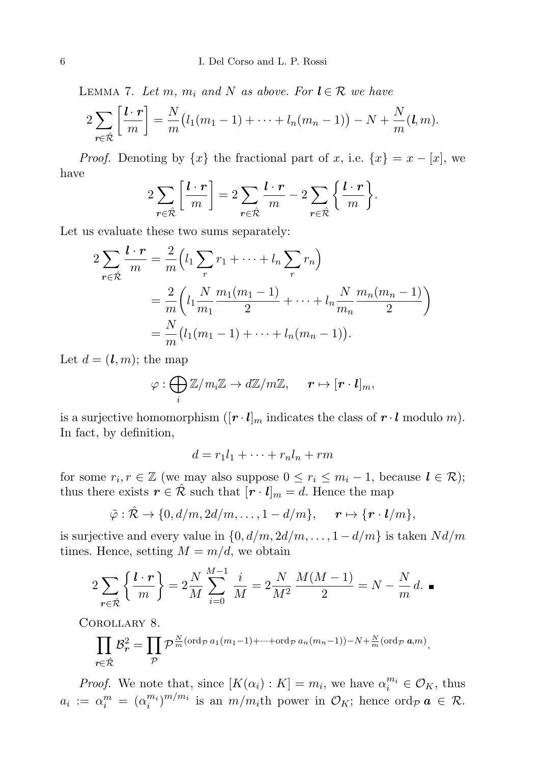LEMMA 7. *Let $m$, $m_i$ and $N$ as above. For $\boldsymbol{l} \in \mathcal{R}$ we have*

$$2\sum_{\boldsymbol{r}\in\hat{\mathcal{R}}}\left[\frac{\boldsymbol{l}\cdot\boldsymbol{r}}{m}\right] = \frac{N}{m}\big(l_1(m_1-1)+\cdots+l_n(m_n-1)\big) - N + \frac{N}{m}(\boldsymbol{l}, m).$$

*Proof.* Denoting by $\{x\}$ the fractional part of $x$, i.e. $\{x\} = x - [x]$, we have

$$2\sum_{\boldsymbol{r}\in\hat{\mathcal{R}}}\left[\frac{\boldsymbol{l}\cdot\boldsymbol{r}}{m}\right] = 2\sum_{\boldsymbol{r}\in\hat{\mathcal{R}}}\frac{\boldsymbol{l}\cdot\boldsymbol{r}}{m} - 2\sum_{\boldsymbol{r}\in\hat{\mathcal{R}}}\left\{\frac{\boldsymbol{l}\cdot\boldsymbol{r}}{m}\right\}.$$

Let us evaluate these two sums separately:

$$\begin{aligned}
2\sum_{\boldsymbol{r}\in\hat{\mathcal{R}}}\frac{\boldsymbol{l}\cdot\boldsymbol{r}}{m} &= \frac{2}{m}\Big(l_1\sum_r r_1 + \cdots + l_n\sum_r r_n\Big)\\
&= \frac{2}{m}\bigg(l_1\frac{N}{m_1}\frac{m_1(m_1-1)}{2} + \cdots + l_n\frac{N}{m_n}\frac{m_n(m_n-1)}{2}\bigg)\\
&= \frac{N}{m}\big(l_1(m_1-1)+\cdots+l_n(m_n-1)\big).
\end{aligned}$$

Let $d = (\boldsymbol{l}, m)$; the map

$$\varphi : \bigoplus_i \mathbb{Z}/m_i\mathbb{Z} \to d\mathbb{Z}/m\mathbb{Z}, \qquad \boldsymbol{r} \mapsto [\boldsymbol{r}\cdot\boldsymbol{l}]_m,$$

is a surjective homomorphism ($[\boldsymbol{r}\cdot\boldsymbol{l}]_m$ indicates the class of $\boldsymbol{r}\cdot\boldsymbol{l}$ modulo $m$). In fact, by definition,

$$d = r_1l_1 + \cdots + r_nl_n + rm$$

for some $r_i, r \in \mathbb{Z}$ (we may also suppose $0 \le r_i \le m_i - 1$, because $\boldsymbol{l} \in \mathcal{R}$); thus there exists $\boldsymbol{r} \in \hat{\mathcal{R}}$ such that $[\boldsymbol{r}\cdot\boldsymbol{l}]_m = d$. Hence the map

$$\tilde{\varphi} : \hat{\mathcal{R}} \to \{0, d/m, 2d/m, \ldots, 1 - d/m\}, \qquad \boldsymbol{r} \mapsto \{\boldsymbol{r}\cdot\boldsymbol{l}/m\},$$

is surjective and every value in $\{0, d/m, 2d/m, \ldots, 1 - d/m\}$ is taken $Nd/m$ times. Hence, setting $M = m/d$, we obtain

$$2\sum_{\boldsymbol{r}\in\hat{\mathcal{R}}}\left\{\frac{\boldsymbol{l}\cdot\boldsymbol{r}}{m}\right\} = 2\frac{N}{M}\sum_{i=0}^{M-1}\frac{i}{M} = 2\frac{N}{M^2}\,\frac{M(M-1)}{2} = N - \frac{N}{m}\,d. \ \blacksquare$$

COROLLARY 8.

$$\prod_{\boldsymbol{r}\in\hat{\mathcal{R}}}\mathcal{B}_{\boldsymbol{r}}^2 = \prod_{\mathcal{P}}\mathcal{P}^{\frac{N}{m}(\operatorname{ord}_{\mathcal{P}} a_1(m_1-1)+\cdots+\operatorname{ord}_{\mathcal{P}} a_n(m_n-1)) - N + \frac{N}{m}(\operatorname{ord}_{\mathcal{P}} \boldsymbol{a}, m)}.$$

*Proof.* We note that, since $[K(\alpha_i) : K] = m_i$, we have $\alpha_i^{m_i} \in \mathcal{O}_K$, thus $a_i := \alpha_i^m = (\alpha_i^{m_i})^{m/m_i}$ is an $m/m_i$th power in $\mathcal{O}_K$; hence $\operatorname{ord}_{\mathcal{P}} \boldsymbol{a} \in \mathcal{R}$.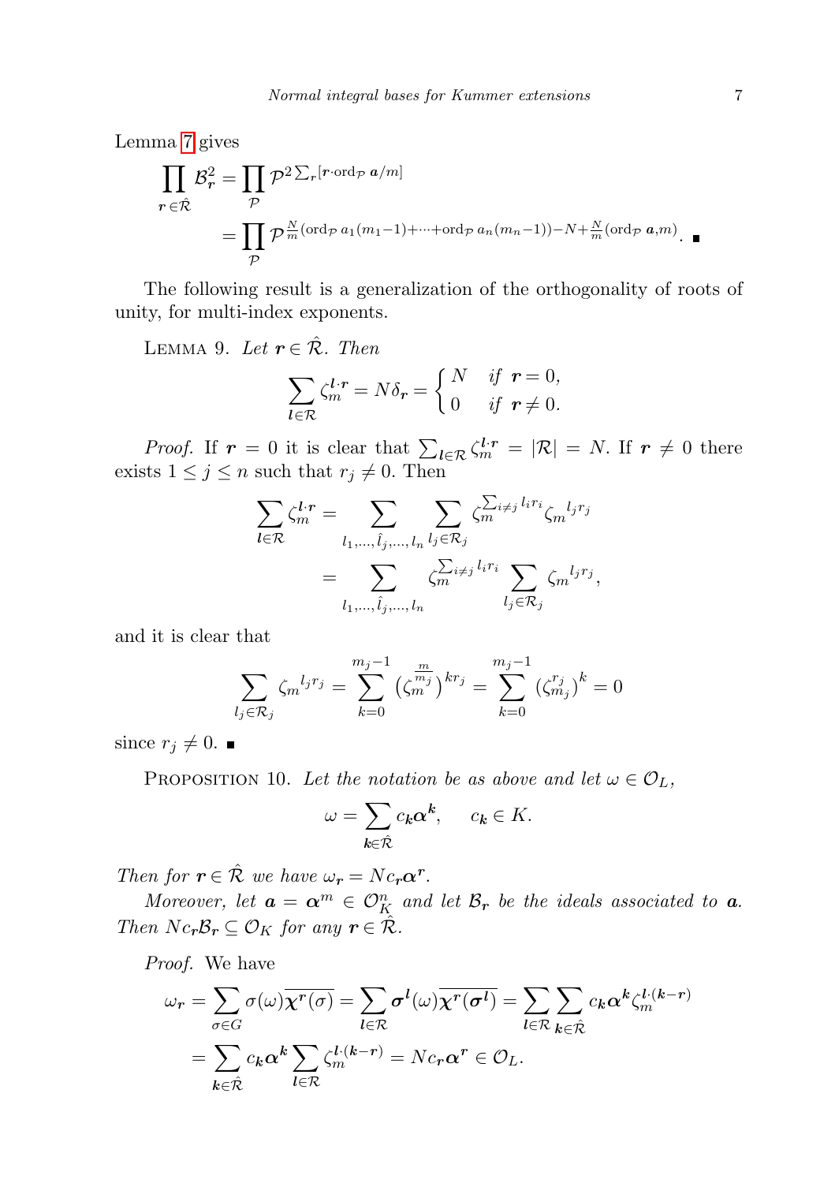Lemma 7 gives

$$\prod_{\boldsymbol{r}\in\hat{\mathcal{R}}} \mathcal{B}_{\boldsymbol{r}}^2 = \prod_{\mathcal{P}} \mathcal{P}^{2\sum_{\boldsymbol{r}}[\boldsymbol{r}\cdot \mathrm{ord}_{\mathcal{P}}\, \boldsymbol{a}/m]}$$
$$= \prod_{\mathcal{P}} \mathcal{P}^{\frac{N}{m}(\mathrm{ord}_{\mathcal{P}}\, a_1(m_1-1)+\cdots+\mathrm{ord}_{\mathcal{P}}\, a_n(m_n-1))-N+\frac{N}{m}(\mathrm{ord}_{\mathcal{P}}\, \boldsymbol{a},m)}. \quad \blacksquare$$

The following result is a generalization of the orthogonality of roots of unity, for multi-index exponents.

Lemma 9. *Let $\boldsymbol{r}\in\hat{\mathcal{R}}$. Then*

$$\sum_{\boldsymbol{l}\in\mathcal{R}} \zeta_m^{\boldsymbol{l}\cdot\boldsymbol{r}} = N\delta_{\boldsymbol{r}} = \begin{cases} N & \text{if } \boldsymbol{r}=0,\\ 0 & \text{if } \boldsymbol{r}\neq 0.\end{cases}$$

*Proof.* If $\boldsymbol{r}=0$ it is clear that $\sum_{\boldsymbol{l}\in\mathcal{R}} \zeta_m^{\boldsymbol{l}\cdot\boldsymbol{r}} = |\mathcal{R}| = N$. If $\boldsymbol{r}\neq 0$ there exists $1\le j\le n$ such that $r_j\neq 0$. Then

$$\sum_{\boldsymbol{l}\in\mathcal{R}} \zeta_m^{\boldsymbol{l}\cdot\boldsymbol{r}} = \sum_{l_1,\dots,\hat{l}_j,\dots,l_n} \sum_{l_j\in\mathcal{R}_j} \zeta_m^{\sum_{i\neq j} l_i r_i} {\zeta_m}^{l_j r_j}$$
$$= \sum_{l_1,\dots,\hat{l}_j,\dots,l_n} \zeta_m^{\sum_{i\neq j} l_i r_i} \sum_{l_j\in\mathcal{R}_j} {\zeta_m}^{l_j r_j},$$

and it is clear that

$$\sum_{l_j\in\mathcal{R}_j} {\zeta_m}^{l_j r_j} = \sum_{k=0}^{m_j-1} \big(\zeta_m^{\frac{m}{m_j}}\big)^{k r_j} = \sum_{k=0}^{m_j-1} (\zeta_{m_j}^{r_j})^k = 0$$

since $r_j\neq 0$. $\blacksquare$

Proposition 10. *Let the notation be as above and let $\omega\in\mathcal{O}_L$,*

$$\omega = \sum_{\boldsymbol{k}\in\hat{\mathcal{R}}} c_{\boldsymbol{k}}\boldsymbol{\alpha}^{\boldsymbol{k}}, \qquad c_{\boldsymbol{k}}\in K.$$

*Then for $\boldsymbol{r}\in\hat{\mathcal{R}}$ we have $\omega_{\boldsymbol{r}} = Nc_{\boldsymbol{r}}\boldsymbol{\alpha}^{\boldsymbol{r}}$.*

*Moreover, let $\boldsymbol{a}=\boldsymbol{\alpha}^m\in\mathcal{O}_K^n$ and let $\mathcal{B}_{\boldsymbol{r}}$ be the ideals associated to $\boldsymbol{a}$. Then $Nc_{\boldsymbol{r}}\mathcal{B}_{\boldsymbol{r}}\subseteq\mathcal{O}_K$ for any $\boldsymbol{r}\in\hat{\mathcal{R}}$.*

*Proof.* We have

$$\omega_{\boldsymbol{r}} = \sum_{\sigma\in G}\sigma(\omega)\overline{\chi^{\boldsymbol{r}}(\sigma)} = \sum_{\boldsymbol{l}\in\mathcal{R}} \boldsymbol{\sigma}^{\boldsymbol{l}}(\omega)\overline{\chi^{\boldsymbol{r}}(\boldsymbol{\sigma}^{\boldsymbol{l}})} = \sum_{\boldsymbol{l}\in\mathcal{R}}\sum_{\boldsymbol{k}\in\hat{\mathcal{R}}} c_{\boldsymbol{k}}\boldsymbol{\alpha}^{\boldsymbol{k}}\zeta_m^{\boldsymbol{l}\cdot(\boldsymbol{k}-\boldsymbol{r})}$$
$$= \sum_{\boldsymbol{k}\in\hat{\mathcal{R}}} c_{\boldsymbol{k}}\boldsymbol{\alpha}^{\boldsymbol{k}} \sum_{\boldsymbol{l}\in\mathcal{R}} \zeta_m^{\boldsymbol{l}\cdot(\boldsymbol{k}-\boldsymbol{r})} = Nc_{\boldsymbol{r}}\boldsymbol{\alpha}^{\boldsymbol{r}} \in \mathcal{O}_L.$$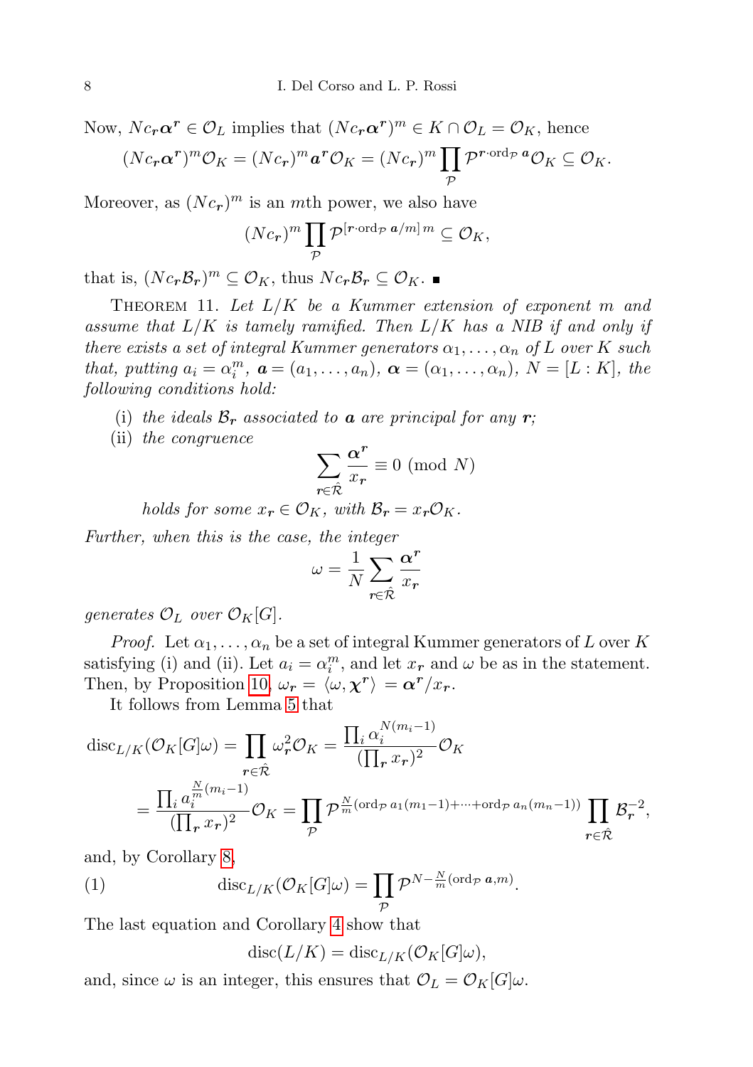Now, $Nc_{\boldsymbol{r}}\boldsymbol{\alpha}^{\boldsymbol{r}} \in \mathcal{O}_L$ implies that $(Nc_{\boldsymbol{r}}\boldsymbol{\alpha}^{\boldsymbol{r}})^m \in K \cap \mathcal{O}_L = \mathcal{O}_K$, hence

$$(Nc_{\boldsymbol{r}}\boldsymbol{\alpha}^{\boldsymbol{r}})^m\mathcal{O}_K = (Nc_{\boldsymbol{r}})^m\boldsymbol{a}^{\boldsymbol{r}}\mathcal{O}_K = (Nc_{\boldsymbol{r}})^m\prod_{\mathcal{P}}\mathcal{P}^{\boldsymbol{r}\cdot\mathrm{ord}_{\mathcal{P}}\,\boldsymbol{a}}\mathcal{O}_K \subseteq \mathcal{O}_K.$$

Moreover, as $(Nc_{\boldsymbol{r}})^m$ is an $m$th power, we also have

$$(Nc_{\boldsymbol{r}})^m\prod_{\mathcal{P}}\mathcal{P}^{[\boldsymbol{r}\cdot\mathrm{ord}_{\mathcal{P}}\,\boldsymbol{a}/m]\,m} \subseteq \mathcal{O}_K,$$

that is, $(Nc_{\boldsymbol{r}}\mathcal{B}_{\boldsymbol{r}})^m \subseteq \mathcal{O}_K$, thus $Nc_{\boldsymbol{r}}\mathcal{B}_{\boldsymbol{r}} \subseteq \mathcal{O}_K$. ∎

Theorem 11. *Let $L/K$ be a Kummer extension of exponent $m$ and assume that $L/K$ is tamely ramified. Then $L/K$ has a NIB if and only if there exists a set of integral Kummer generators $\alpha_1, \ldots, \alpha_n$ of $L$ over $K$ such that, putting $a_i = \alpha_i^m$, $\boldsymbol{a} = (a_1, \ldots, a_n)$, $\boldsymbol{\alpha} = (\alpha_1, \ldots, \alpha_n)$, $N = [L : K]$, the following conditions hold:*

(i) *the ideals $\mathcal{B}_{\boldsymbol{r}}$ associated to $\boldsymbol{a}$ are principal for any $\boldsymbol{r}$;*

(ii) *the congruence*

$$\sum_{\boldsymbol{r}\in\hat{\mathcal{R}}}\frac{\boldsymbol{\alpha}^{\boldsymbol{r}}}{x_{\boldsymbol{r}}} \equiv 0 \pmod{N}$$

*holds for some $x_{\boldsymbol{r}} \in \mathcal{O}_K$, with $\mathcal{B}_{\boldsymbol{r}} = x_{\boldsymbol{r}}\mathcal{O}_K$.*

*Further, when this is the case, the integer*

$$\omega = \frac{1}{N}\sum_{\boldsymbol{r}\in\hat{\mathcal{R}}}\frac{\boldsymbol{\alpha}^{\boldsymbol{r}}}{x_{\boldsymbol{r}}}$$

*generates $\mathcal{O}_L$ over $\mathcal{O}_K[G]$.*

*Proof.* Let $\alpha_1, \ldots, \alpha_n$ be a set of integral Kummer generators of $L$ over $K$ satisfying (i) and (ii). Let $a_i = \alpha_i^m$, and let $x_{\boldsymbol{r}}$ and $\omega$ be as in the statement. Then, by Proposition 10, $\omega_{\boldsymbol{r}} = \langle\omega, \boldsymbol{\chi}^{\boldsymbol{r}}\rangle = \boldsymbol{\alpha}^{\boldsymbol{r}}/x_{\boldsymbol{r}}$.

It follows from Lemma 5 that

$$\begin{aligned}
\mathrm{disc}_{L/K}(\mathcal{O}_K[G]\omega) &= \prod_{\boldsymbol{r}\in\hat{\mathcal{R}}}\omega_{\boldsymbol{r}}^2\mathcal{O}_K = \frac{\prod_i \alpha_i^{N(m_i-1)}}{(\prod_{\boldsymbol{r}} x_{\boldsymbol{r}})^2}\mathcal{O}_K \\
&= \frac{\prod_i a_i^{\frac{N}{m}(m_i-1)}}{(\prod_{\boldsymbol{r}} x_{\boldsymbol{r}})^2}\mathcal{O}_K = \prod_{\mathcal{P}}\mathcal{P}^{\frac{N}{m}(\mathrm{ord}_{\mathcal{P}}\,a_1(m_1-1)+\cdots+\mathrm{ord}_{\mathcal{P}}\,a_n(m_n-1))}\prod_{\boldsymbol{r}\in\hat{\mathcal{R}}}\mathcal{B}_{\boldsymbol{r}}^{-2},
\end{aligned}$$

and, by Corollary 8,

$$\mathrm{disc}_{L/K}(\mathcal{O}_K[G]\omega) = \prod_{\mathcal{P}}\mathcal{P}^{N-\frac{N}{m}(\mathrm{ord}_{\mathcal{P}}\,\boldsymbol{a},m)}. \tag{1}$$

The last equation and Corollary 4 show that

$$\mathrm{disc}(L/K) = \mathrm{disc}_{L/K}(\mathcal{O}_K[G]\omega),$$

and, since $\omega$ is an integer, this ensures that $\mathcal{O}_L = \mathcal{O}_K[G]\omega$.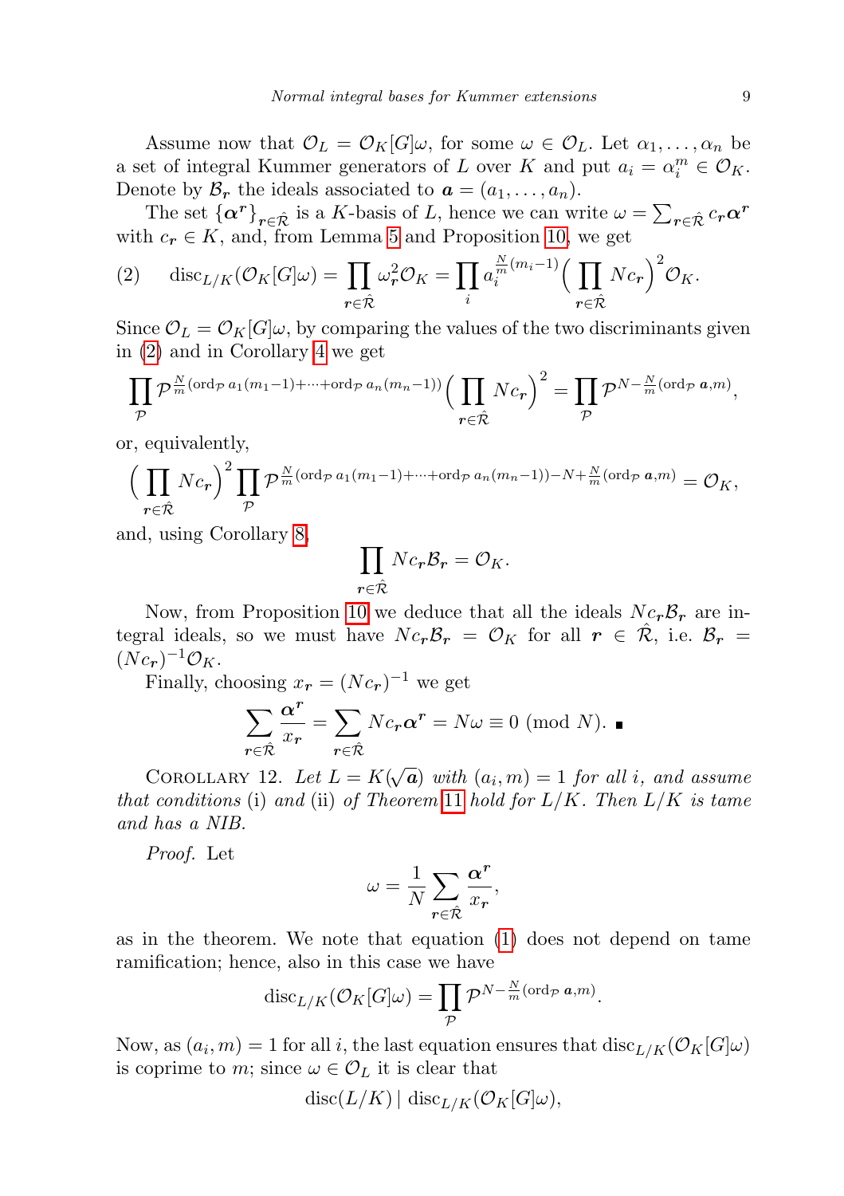Assume now that $\mathcal{O}_L = \mathcal{O}_K[G]\omega$, for some $\omega \in \mathcal{O}_L$. Let $\alpha_1, \ldots, \alpha_n$ be a set of integral Kummer generators of $L$ over $K$ and put $a_i = \alpha_i^m \in \mathcal{O}_K$. Denote by $\mathcal{B}_{\boldsymbol{r}}$ the ideals associated to $\boldsymbol{a} = (a_1, \ldots, a_n)$.

The set $\{\boldsymbol{\alpha}^{\boldsymbol{r}}\}_{\boldsymbol{r}\in\hat{\mathcal{R}}}$ is a $K$-basis of $L$, hence we can write $\omega = \sum_{\boldsymbol{r}\in\hat{\mathcal{R}}} c_{\boldsymbol{r}}\boldsymbol{\alpha}^{\boldsymbol{r}}$ with $c_{\boldsymbol{r}} \in K$, and, from Lemma 5 and Proposition 10, we get

$$\text{(2)} \qquad \operatorname{disc}_{L/K}(\mathcal{O}_K[G]\omega) = \prod_{\boldsymbol{r}\in\hat{\mathcal{R}}} \omega_{\boldsymbol{r}}^2 \mathcal{O}_K = \prod_i a_i^{\frac{N}{m}(m_i-1)} \Big(\prod_{\boldsymbol{r}\in\hat{\mathcal{R}}} N c_{\boldsymbol{r}}\Big)^2 \mathcal{O}_K.$$

Since $\mathcal{O}_L = \mathcal{O}_K[G]\omega$, by comparing the values of the two discriminants given in (2) and in Corollary 4 we get

$$\prod_{\mathcal{P}} \mathcal{P}^{\frac{N}{m}(\operatorname{ord}_{\mathcal{P}} a_1(m_1-1)+\cdots+\operatorname{ord}_{\mathcal{P}} a_n(m_n-1))} \Big(\prod_{\boldsymbol{r}\in\hat{\mathcal{R}}} N c_{\boldsymbol{r}}\Big)^2 = \prod_{\mathcal{P}} \mathcal{P}^{N-\frac{N}{m}(\operatorname{ord}_{\mathcal{P}} \boldsymbol{a}, m)},$$

or, equivalently,

$$\Big(\prod_{\boldsymbol{r}\in\hat{\mathcal{R}}} N c_{\boldsymbol{r}}\Big)^2 \prod_{\mathcal{P}} \mathcal{P}^{\frac{N}{m}(\operatorname{ord}_{\mathcal{P}} a_1(m_1-1)+\cdots+\operatorname{ord}_{\mathcal{P}} a_n(m_n-1))-N+\frac{N}{m}(\operatorname{ord}_{\mathcal{P}} \boldsymbol{a}, m)} = \mathcal{O}_K,$$

and, using Corollary 8,

$$\prod_{\boldsymbol{r}\in\hat{\mathcal{R}}} N c_{\boldsymbol{r}} \mathcal{B}_{\boldsymbol{r}} = \mathcal{O}_K.$$

Now, from Proposition 10 we deduce that all the ideals $N c_{\boldsymbol{r}} \mathcal{B}_{\boldsymbol{r}}$ are integral ideals, so we must have $N c_{\boldsymbol{r}} \mathcal{B}_{\boldsymbol{r}} = \mathcal{O}_K$ for all $\boldsymbol{r} \in \hat{\mathcal{R}}$, i.e. $\mathcal{B}_{\boldsymbol{r}} = (N c_{\boldsymbol{r}})^{-1}\mathcal{O}_K$.

Finally, choosing $x_{\boldsymbol{r}} = (N c_{\boldsymbol{r}})^{-1}$ we get

$$\sum_{\boldsymbol{r}\in\hat{\mathcal{R}}} \frac{\boldsymbol{\alpha}^{\boldsymbol{r}}}{x_{\boldsymbol{r}}} = \sum_{\boldsymbol{r}\in\hat{\mathcal{R}}} N c_{\boldsymbol{r}} \boldsymbol{\alpha}^{\boldsymbol{r}} = N\omega \equiv 0 \pmod{N}. \ \blacksquare$$

Corollary 12. *Let $L = K(\sqrt{\boldsymbol{a}})$ with $(a_i, m) = 1$ for all $i$, and assume that conditions* (i) *and* (ii) *of Theorem 11 hold for $L/K$. Then $L/K$ is tame and has a NIB.*

*Proof.* Let

$$\omega = \frac{1}{N} \sum_{\boldsymbol{r}\in\hat{\mathcal{R}}} \frac{\boldsymbol{\alpha}^{\boldsymbol{r}}}{x_{\boldsymbol{r}}},$$

as in the theorem. We note that equation (1) does not depend on tame ramification; hence, also in this case we have

$$\operatorname{disc}_{L/K}(\mathcal{O}_K[G]\omega) = \prod_{\mathcal{P}} \mathcal{P}^{N-\frac{N}{m}(\operatorname{ord}_{\mathcal{P}} \boldsymbol{a}, m)}.$$

Now, as $(a_i, m) = 1$ for all $i$, the last equation ensures that $\operatorname{disc}_{L/K}(\mathcal{O}_K[G]\omega)$ is coprime to $m$; since $\omega \in \mathcal{O}_L$ it is clear that

$$\operatorname{disc}(L/K) \mid \operatorname{disc}_{L/K}(\mathcal{O}_K[G]\omega),$$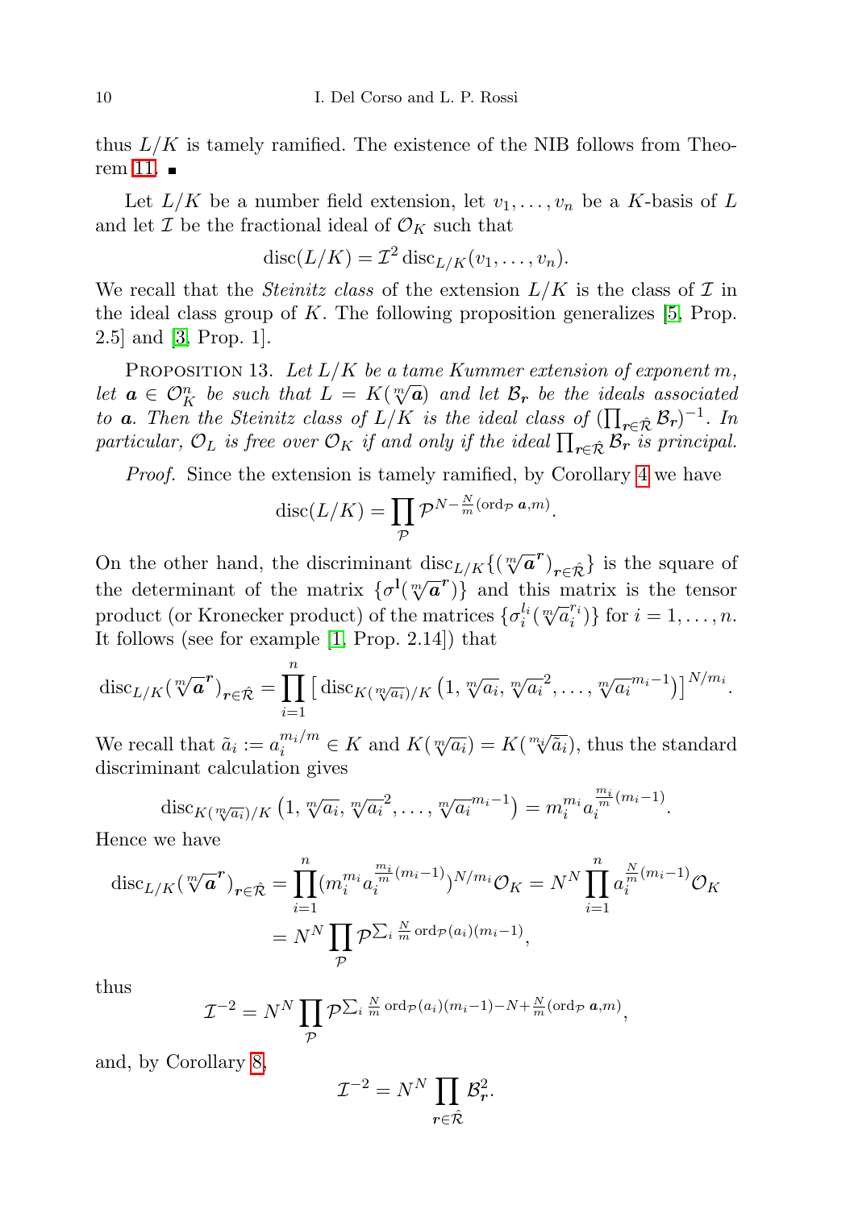thus $L/K$ is tamely ramified. The existence of the NIB follows from Theorem 11. ∎

Let $L/K$ be a number field extension, let $v_1, \dots, v_n$ be a $K$-basis of $L$ and let $\mathcal{I}$ be the fractional ideal of $\mathcal{O}_K$ such that

$$\operatorname{disc}(L/K) = \mathcal{I}^2 \operatorname{disc}_{L/K}(v_1, \dots, v_n).$$

We recall that the *Steinitz class* of the extension $L/K$ is the class of $\mathcal{I}$ in the ideal class group of $K$. The following proposition generalizes [5, Prop. 2.5] and [3, Prop. 1].

Proposition 13. *Let $L/K$ be a tame Kummer extension of exponent $m$, let $\boldsymbol{a} \in \mathcal{O}_K^n$ be such that $L = K(\sqrt[m]{\boldsymbol{a}})$ and let $\mathcal{B}_{\boldsymbol{r}}$ be the ideals associated to $\boldsymbol{a}$. Then the Steinitz class of $L/K$ is the ideal class of $(\prod_{\boldsymbol{r}\in\hat{\mathcal{R}}} \mathcal{B}_{\boldsymbol{r}})^{-1}$. In particular, $\mathcal{O}_L$ is free over $\mathcal{O}_K$ if and only if the ideal $\prod_{\boldsymbol{r}\in\hat{\mathcal{R}}} \mathcal{B}_{\boldsymbol{r}}$ is principal.*

*Proof.* Since the extension is tamely ramified, by Corollary 4 we have

$$\operatorname{disc}(L/K) = \prod_{\mathcal{P}} \mathcal{P}^{N - \frac{N}{m}(\operatorname{ord}_{\mathcal{P}} \boldsymbol{a}, m)}.$$

On the other hand, the discriminant $\operatorname{disc}_{L/K}\{(\sqrt[m]{\boldsymbol{a}^{\boldsymbol{r}}})_{\boldsymbol{r}\in\hat{\mathcal{R}}}\}$ is the square of the determinant of the matrix $\{\sigma^{\boldsymbol{l}}(\sqrt[m]{\boldsymbol{a}^{\boldsymbol{r}}})\}$ and this matrix is the tensor product (or Kronecker product) of the matrices $\{\sigma_i^{l_i}(\sqrt[m]{a_i}^{r_i})\}$ for $i = 1, \dots, n$. It follows (see for example [1, Prop. 2.14]) that

$$\operatorname{disc}_{L/K}(\sqrt[m]{\boldsymbol{a}^{\boldsymbol{r}}})_{\boldsymbol{r}\in\hat{\mathcal{R}}} = \prod_{i=1}^{n} \big[ \operatorname{disc}_{K(\sqrt[m]{a_i})/K}\big(1, \sqrt[m]{a_i}, \sqrt[m]{a_i}^2, \dots, \sqrt[m]{a_i}^{m_i-1}\big)\big]^{N/m_i}.$$

We recall that $\tilde{a}_i := a_i^{m_i/m} \in K$ and $K(\sqrt[m]{a_i}) = K(\sqrt[m_i]{\tilde{a}_i})$, thus the standard discriminant calculation gives

$$\operatorname{disc}_{K(\sqrt[m]{a_i})/K}\big(1, \sqrt[m]{a_i}, \sqrt[m]{a_i}^2, \dots, \sqrt[m]{a_i}^{m_i-1}\big) = m_i^{m_i} a_i^{\frac{m_i}{m}(m_i-1)}.$$

Hence we have

$$\begin{aligned}
\operatorname{disc}_{L/K}(\sqrt[m]{\boldsymbol{a}^{\boldsymbol{r}}})_{\boldsymbol{r}\in\hat{\mathcal{R}}} &= \prod_{i=1}^{n} (m_i^{m_i} a_i^{\frac{m_i}{m}(m_i-1)})^{N/m_i} \mathcal{O}_K = N^N \prod_{i=1}^{n} a_i^{\frac{N}{m}(m_i-1)} \mathcal{O}_K \\
&= N^N \prod_{\mathcal{P}} \mathcal{P}^{\sum_i \frac{N}{m} \operatorname{ord}_{\mathcal{P}}(a_i)(m_i-1)},
\end{aligned}$$

thus

$$\mathcal{I}^{-2} = N^N \prod_{\mathcal{P}} \mathcal{P}^{\sum_i \frac{N}{m} \operatorname{ord}_{\mathcal{P}}(a_i)(m_i-1) - N + \frac{N}{m}(\operatorname{ord}_{\mathcal{P}} \boldsymbol{a}, m)},$$

and, by Corollary 8,

$$\mathcal{I}^{-2} = N^N \prod_{\boldsymbol{r}\in\hat{\mathcal{R}}} \mathcal{B}_{\boldsymbol{r}}^2.$$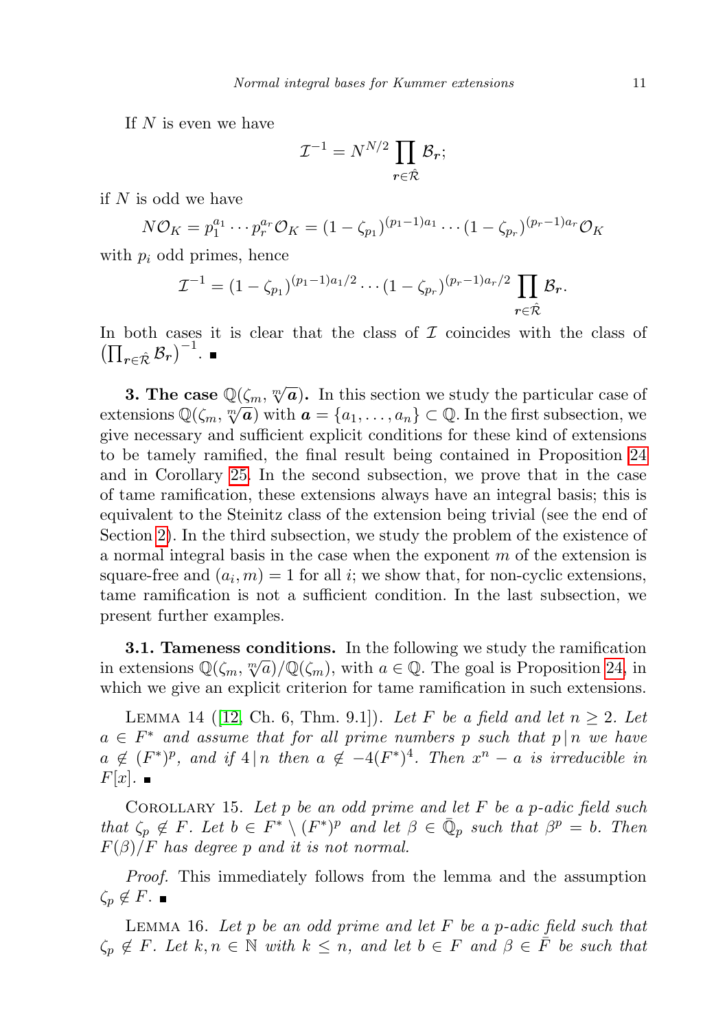If $N$ is even we have

$$\mathcal{I}^{-1} = N^{N/2} \prod_{\boldsymbol{r}\in\hat{\mathcal{R}}} \mathcal{B}_{\boldsymbol{r}};$$

if $N$ is odd we have

$$N\mathcal{O}_K = p_1^{a_1}\cdots p_r^{a_r}\mathcal{O}_K = (1-\zeta_{p_1})^{(p_1-1)a_1}\cdots(1-\zeta_{p_r})^{(p_r-1)a_r}\mathcal{O}_K$$

with $p_i$ odd primes, hence

$$\mathcal{I}^{-1} = (1-\zeta_{p_1})^{(p_1-1)a_1/2}\cdots(1-\zeta_{p_r})^{(p_r-1)a_r/2}\prod_{\boldsymbol{r}\in\hat{\mathcal{R}}} \mathcal{B}_{\boldsymbol{r}}.$$

In both cases it is clear that the class of $\mathcal{I}$ coincides with the class of $\left(\prod_{\boldsymbol{r}\in\hat{\mathcal{R}}} \mathcal{B}_{\boldsymbol{r}}\right)^{-1}$. ∎

**3. The case $\mathbb{Q}(\zeta_m, \sqrt[m]{\boldsymbol{a}})$.** In this section we study the particular case of extensions $\mathbb{Q}(\zeta_m, \sqrt[m]{\boldsymbol{a}})$ with $\boldsymbol{a} = \{a_1,\dots,a_n\} \subset \mathbb{Q}$. In the first subsection, we give necessary and sufficient explicit conditions for these kind of extensions to be tamely ramified, the final result being contained in Proposition 24 and in Corollary 25. In the second subsection, we prove that in the case of tame ramification, these extensions always have an integral basis; this is equivalent to the Steinitz class of the extension being trivial (see the end of Section 2). In the third subsection, we study the problem of the existence of a normal integral basis in the case when the exponent $m$ of the extension is square-free and $(a_i, m) = 1$ for all $i$; we show that, for non-cyclic extensions, tame ramification is not a sufficient condition. In the last subsection, we present further examples.

**3.1. Tameness conditions.** In the following we study the ramification in extensions $\mathbb{Q}(\zeta_m, \sqrt[m]{a})/\mathbb{Q}(\zeta_m)$, with $a \in \mathbb{Q}$. The goal is Proposition 24, in which we give an explicit criterion for tame ramification in such extensions.

Lemma 14 ([12, Ch. 6, Thm. 9.1]). *Let $F$ be a field and let $n \geq 2$. Let $a \in F^*$ and assume that for all prime numbers $p$ such that $p \mid n$ we have $a \notin (F^*)^p$, and if $4 \mid n$ then $a \notin -4(F^*)^4$. Then $x^n - a$ is irreducible in $F[x]$.* ∎

Corollary 15. *Let $p$ be an odd prime and let $F$ be a $p$-adic field such that $\zeta_p \notin F$. Let $b \in F^* \setminus (F^*)^p$ and let $\beta \in \bar{\mathbb{Q}}_p$ such that $\beta^p = b$. Then $F(\beta)/F$ has degree $p$ and it is not normal.*

*Proof.* This immediately follows from the lemma and the assumption $\zeta_p \notin F$. ∎

Lemma 16. *Let $p$ be an odd prime and let $F$ be a $p$-adic field such that $\zeta_p \notin F$. Let $k, n \in \mathbb{N}$ with $k \leq n$, and let $b \in F$ and $\beta \in \bar{F}$ be such that*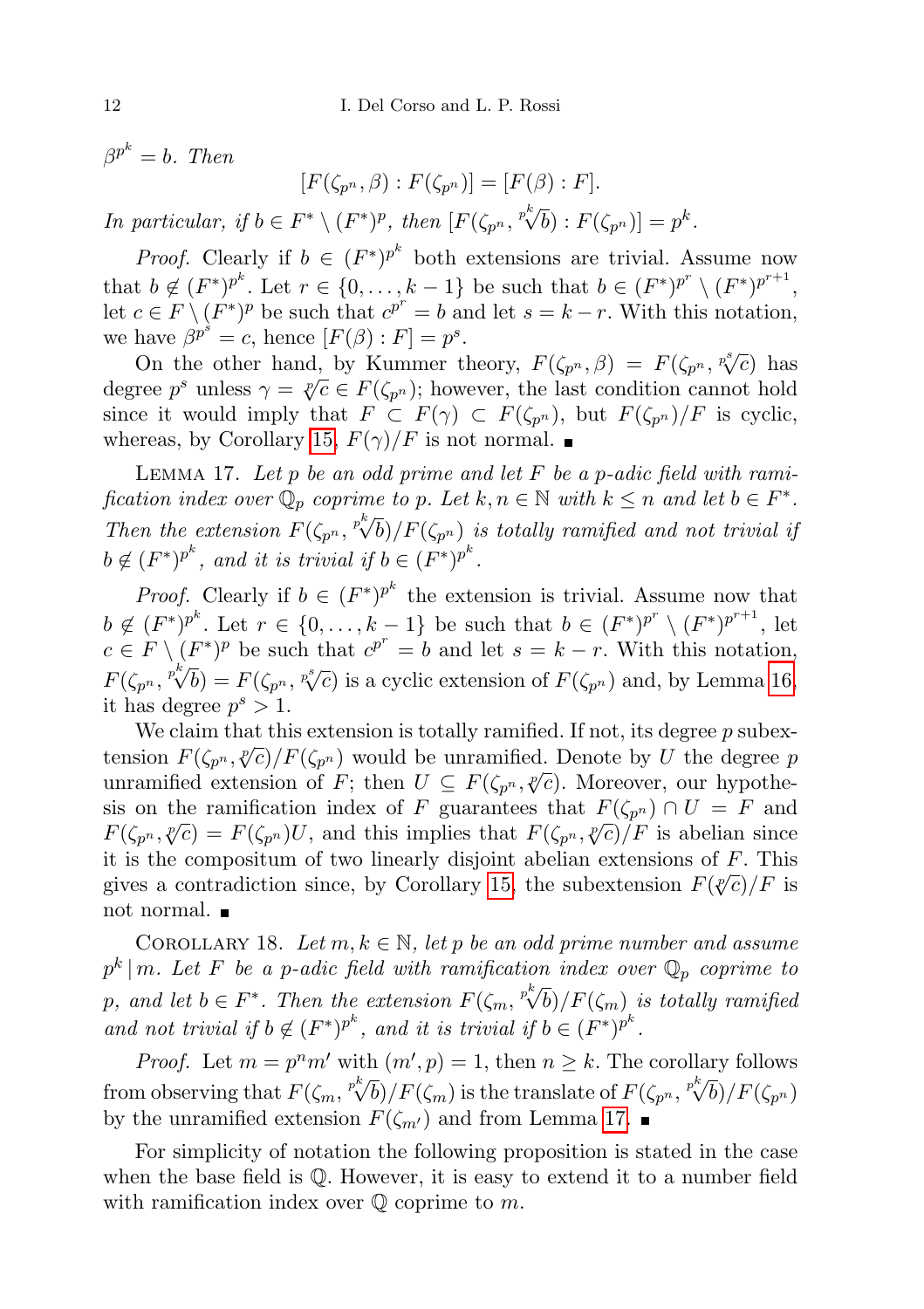$\beta^{p^k} = b$. *Then*

$$[F(\zeta_{p^n}, \beta) : F(\zeta_{p^n})] = [F(\beta) : F].$$

*In particular, if* $b \in F^* \setminus (F^*)^p$, *then* $[F(\zeta_{p^n}, \sqrt[p^k]{b}) : F(\zeta_{p^n})] = p^k$.

*Proof.* Clearly if $b \in (F^*)^{p^k}$ both extensions are trivial. Assume now that $b \notin (F^*)^{p^k}$. Let $r \in \{0, \dots, k-1\}$ be such that $b \in (F^*)^{p^r} \setminus (F^*)^{p^{r+1}}$, let $c \in F \setminus (F^*)^p$ be such that $c^{p^r} = b$ and let $s = k - r$. With this notation, we have $\beta^{p^s} = c$, hence $[F(\beta) : F] = p^s$.

On the other hand, by Kummer theory, $F(\zeta_{p^n}, \beta) = F(\zeta_{p^n}, \sqrt[p^s]{c})$ has degree $p^s$ unless $\gamma = \sqrt[p]{c} \in F(\zeta_{p^n})$; however, the last condition cannot hold since it would imply that $F \subset F(\gamma) \subset F(\zeta_{p^n})$, but $F(\zeta_{p^n})/F$ is cyclic, whereas, by Corollary 15, $F(\gamma)/F$ is not normal. ∎

Lemma 17. *Let $p$ be an odd prime and let $F$ be a $p$-adic field with ramification index over $\mathbb{Q}_p$ coprime to $p$. Let $k, n \in \mathbb{N}$ with $k \le n$ and let $b \in F^*$. Then the extension $F(\zeta_{p^n}, \sqrt[p^k]{b})/F(\zeta_{p^n})$ is totally ramified and not trivial if $b \notin (F^*)^{p^k}$, and it is trivial if $b \in (F^*)^{p^k}$.*

*Proof.* Clearly if $b \in (F^*)^{p^k}$ the extension is trivial. Assume now that $b \notin (F^*)^{p^k}$. Let $r \in \{0, \dots, k-1\}$ be such that $b \in (F^*)^{p^r} \setminus (F^*)^{p^{r+1}}$, let $c \in F \setminus (F^*)^p$ be such that $c^{p^r} = b$ and let $s = k - r$. With this notation, $F(\zeta_{p^n}, \sqrt[p^k]{b}) = F(\zeta_{p^n}, \sqrt[p^s]{c})$ is a cyclic extension of $F(\zeta_{p^n})$ and, by Lemma 16, it has degree $p^s > 1$.

We claim that this extension is totally ramified. If not, its degree $p$ subextension $F(\zeta_{p^n}, \sqrt[p]{c})/F(\zeta_{p^n})$ would be unramified. Denote by $U$ the degree $p$ unramified extension of $F$; then $U \subseteq F(\zeta_{p^n}, \sqrt[p]{c})$. Moreover, our hypothesis on the ramification index of $F$ guarantees that $F(\zeta_{p^n}) \cap U = F$ and $F(\zeta_{p^n}, \sqrt[p]{c}) = F(\zeta_{p^n})U$, and this implies that $F(\zeta_{p^n}, \sqrt[p]{c})/F$ is abelian since it is the compositum of two linearly disjoint abelian extensions of $F$. This gives a contradiction since, by Corollary 15, the subextension $F(\sqrt[p]{c})/F$ is not normal. ∎

Corollary 18. *Let $m, k \in \mathbb{N}$, let $p$ be an odd prime number and assume $p^k \mid m$. Let $F$ be a $p$-adic field with ramification index over $\mathbb{Q}_p$ coprime to $p$, and let $b \in F^*$. Then the extension $F(\zeta_m, \sqrt[p^k]{b})/F(\zeta_m)$ is totally ramified and not trivial if $b \notin (F^*)^{p^k}$, and it is trivial if $b \in (F^*)^{p^k}$.*

*Proof.* Let $m = p^n m'$ with $(m', p) = 1$, then $n \ge k$. The corollary follows from observing that $F(\zeta_m, \sqrt[p^k]{b})/F(\zeta_m)$ is the translate of $F(\zeta_{p^n}, \sqrt[p^k]{b})/F(\zeta_{p^n})$ by the unramified extension $F(\zeta_{m'})$ and from Lemma 17. ∎

For simplicity of notation the following proposition is stated in the case when the base field is $\mathbb{Q}$. However, it is easy to extend it to a number field with ramification index over $\mathbb{Q}$ coprime to $m$.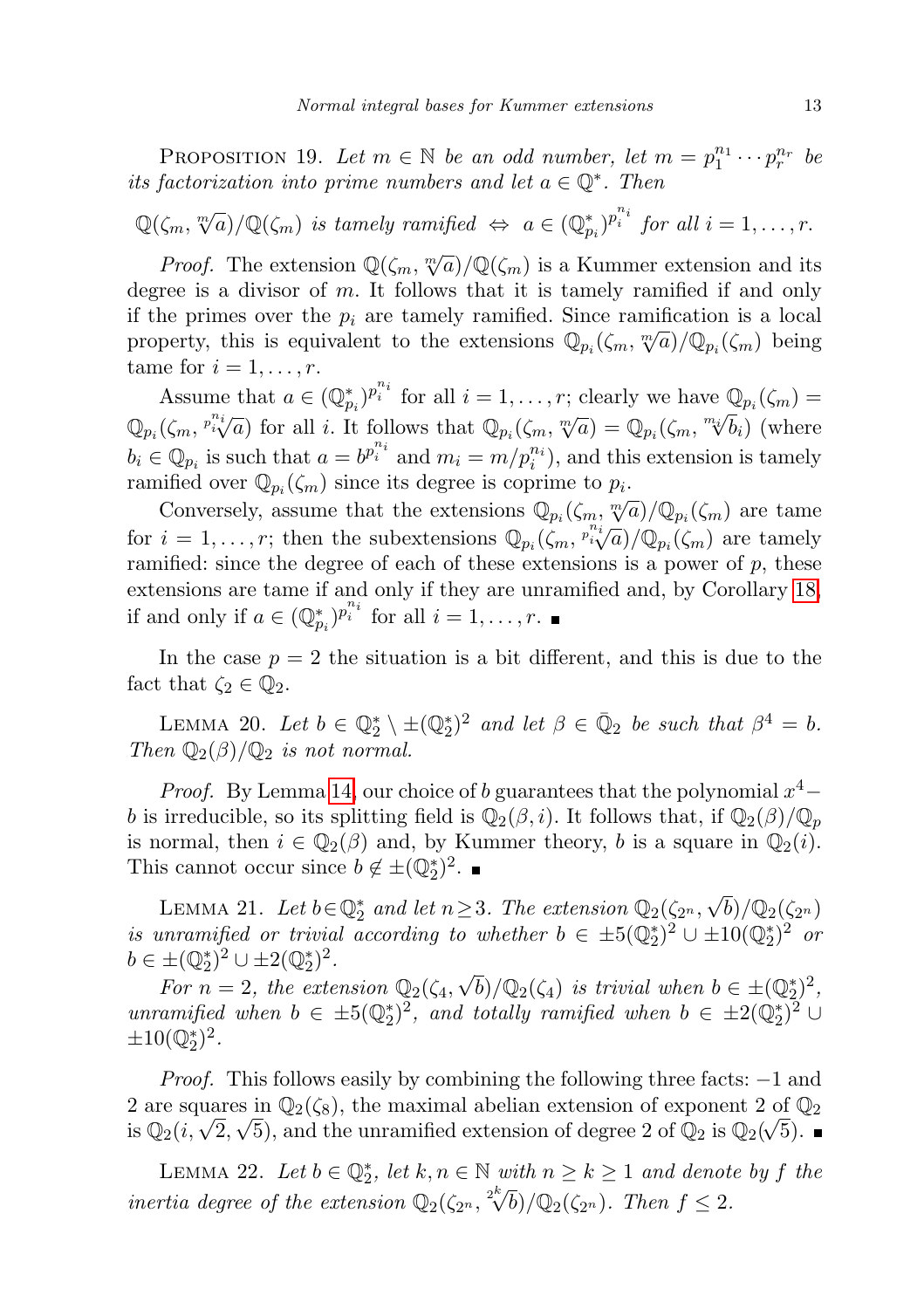Proposition 19. *Let $m \in \mathbb{N}$ be an odd number, let $m = p_1^{n_1} \cdots p_r^{n_r}$ be its factorization into prime numbers and let $a \in \mathbb{Q}^*$. Then*

$$\mathbb{Q}(\zeta_m, \sqrt[m]{a})/\mathbb{Q}(\zeta_m) \text{ is tamely ramified } \Leftrightarrow \ a \in (\mathbb{Q}_{p_i}^*)^{p_i^{n_i}} \text{ for all } i = 1, \ldots, r.$$

*Proof.* The extension $\mathbb{Q}(\zeta_m, \sqrt[m]{a})/\mathbb{Q}(\zeta_m)$ is a Kummer extension and its degree is a divisor of $m$. It follows that it is tamely ramified if and only if the primes over the $p_i$ are tamely ramified. Since ramification is a local property, this is equivalent to the extensions $\mathbb{Q}_{p_i}(\zeta_m, \sqrt[m]{a})/\mathbb{Q}_{p_i}(\zeta_m)$ being tame for $i = 1, \ldots, r$.

Assume that $a \in (\mathbb{Q}_{p_i}^*)^{p_i^{n_i}}$ for all $i = 1, \ldots, r$; clearly we have $\mathbb{Q}_{p_i}(\zeta_m) = \mathbb{Q}_{p_i}(\zeta_m, \sqrt[p_i^{n_i}]{a})$ for all $i$. It follows that $\mathbb{Q}_{p_i}(\zeta_m, \sqrt[m]{a}) = \mathbb{Q}_{p_i}(\zeta_m, \sqrt[m_i]{b_i})$ (where $b_i \in \mathbb{Q}_{p_i}$ is such that $a = b^{p_i^{n_i}}$ and $m_i = m/p_i^{n_i}$), and this extension is tamely ramified over $\mathbb{Q}_{p_i}(\zeta_m)$ since its degree is coprime to $p_i$.

Conversely, assume that the extensions $\mathbb{Q}_{p_i}(\zeta_m, \sqrt[m]{a})/\mathbb{Q}_{p_i}(\zeta_m)$ are tame for $i = 1, \ldots, r$; then the subextensions $\mathbb{Q}_{p_i}(\zeta_m, \sqrt[p_i^{n_i}]{a})/\mathbb{Q}_{p_i}(\zeta_m)$ are tamely ramified: since the degree of each of these extensions is a power of $p$, these extensions are tame if and only if they are unramified and, by Corollary 18, if and only if $a \in (\mathbb{Q}_{p_i}^*)^{p_i^{n_i}}$ for all $i = 1, \ldots, r$. ∎

In the case $p = 2$ the situation is a bit different, and this is due to the fact that $\zeta_2 \in \mathbb{Q}_2$.

Lemma 20. *Let $b \in \mathbb{Q}_2^* \setminus \pm(\mathbb{Q}_2^*)^2$ and let $\beta \in \bar{\mathbb{Q}}_2$ be such that $\beta^4 = b$. Then $\mathbb{Q}_2(\beta)/\mathbb{Q}_2$ is not normal.*

*Proof.* By Lemma 14, our choice of $b$ guarantees that the polynomial $x^4 - b$ is irreducible, so its splitting field is $\mathbb{Q}_2(\beta, i)$. It follows that, if $\mathbb{Q}_2(\beta)/\mathbb{Q}_p$ is normal, then $i \in \mathbb{Q}_2(\beta)$ and, by Kummer theory, $b$ is a square in $\mathbb{Q}_2(i)$. This cannot occur since $b \notin \pm(\mathbb{Q}_2^*)^2$. ∎

Lemma 21. *Let $b \in \mathbb{Q}_2^*$ and let $n \geq 3$. The extension $\mathbb{Q}_2(\zeta_{2^n}, \sqrt{b})/\mathbb{Q}_2(\zeta_{2^n})$ is unramified or trivial according to whether $b \in \pm 5(\mathbb{Q}_2^*)^2 \cup \pm 10(\mathbb{Q}_2^*)^2$ or $b \in \pm(\mathbb{Q}_2^*)^2 \cup \pm 2(\mathbb{Q}_2^*)^2$.*

*For $n = 2$, the extension $\mathbb{Q}_2(\zeta_4, \sqrt{b})/\mathbb{Q}_2(\zeta_4)$ is trivial when $b \in \pm(\mathbb{Q}_2^*)^2$, unramified when $b \in \pm 5(\mathbb{Q}_2^*)^2$, and totally ramified when $b \in \pm 2(\mathbb{Q}_2^*)^2 \cup \pm 10(\mathbb{Q}_2^*)^2$.*

*Proof.* This follows easily by combining the following three facts: $-1$ and 2 are squares in $\mathbb{Q}_2(\zeta_8)$, the maximal abelian extension of exponent 2 of $\mathbb{Q}_2$ is $\mathbb{Q}_2(i, \sqrt{2}, \sqrt{5})$, and the unramified extension of degree 2 of $\mathbb{Q}_2$ is $\mathbb{Q}_2(\sqrt{5})$. ∎

Lemma 22. *Let $b \in \mathbb{Q}_2^*$, let $k, n \in \mathbb{N}$ with $n \geq k \geq 1$ and denote by $f$ the inertia degree of the extension $\mathbb{Q}_2(\zeta_{2^n}, \sqrt[2^k]{b})/\mathbb{Q}_2(\zeta_{2^n})$. Then $f \leq 2$.*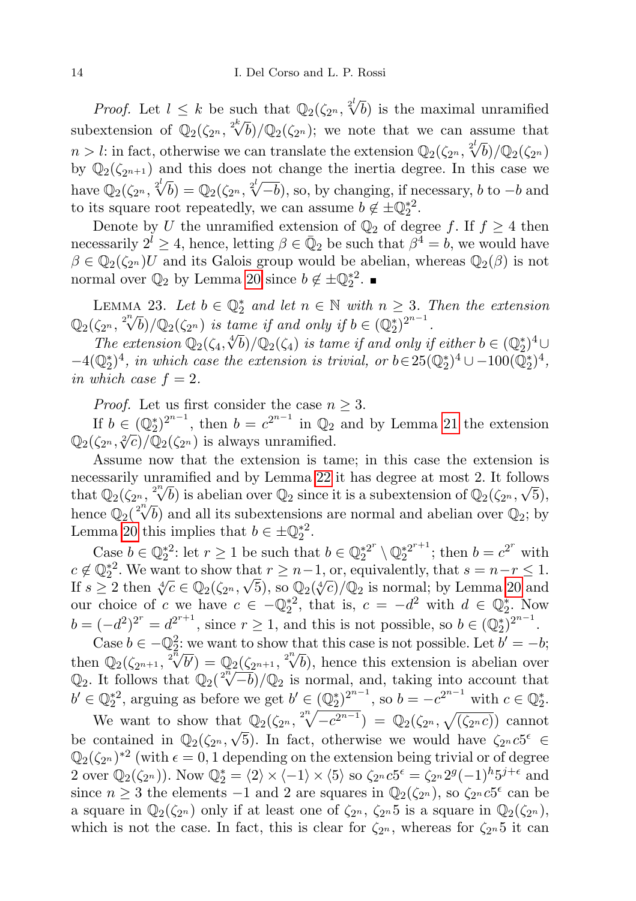*Proof.* Let $l \le k$ be such that $\mathbb{Q}_2(\zeta_{2^n}, \sqrt[2^l]{b})$ is the maximal unramified subextension of $\mathbb{Q}_2(\zeta_{2^n}, \sqrt[2^k]{b})/\mathbb{Q}_2(\zeta_{2^n})$; we note that we can assume that $n > l$: in fact, otherwise we can translate the extension $\mathbb{Q}_2(\zeta_{2^n}, \sqrt[2^l]{b})/\mathbb{Q}_2(\zeta_{2^n})$ by $\mathbb{Q}_2(\zeta_{2^{n+1}})$ and this does not change the inertia degree. In this case we have $\mathbb{Q}_2(\zeta_{2^n}, \sqrt[2^l]{b}) = \mathbb{Q}_2(\zeta_{2^n}, \sqrt[2^l]{-b})$, so, by changing, if necessary, $b$ to $-b$ and to its square root repeatedly, we can assume $b \notin \pm\mathbb{Q}_2^{*2}$.

Denote by $U$ the unramified extension of $\mathbb{Q}_2$ of degree $f$. If $f \ge 4$ then necessarily $2^l \ge 4$, hence, letting $\beta \in \bar{\mathbb{Q}}_2$ be such that $\beta^4 = b$, we would have $\beta \in \mathbb{Q}_2(\zeta_{2^n})U$ and its Galois group would be abelian, whereas $\mathbb{Q}_2(\beta)$ is not normal over $\mathbb{Q}_2$ by Lemma 20 since $b \notin \pm\mathbb{Q}_2^{*2}$. ∎

Lemma 23. *Let $b \in \mathbb{Q}_2^*$ and let $n \in \mathbb{N}$ with $n \ge 3$. Then the extension $\mathbb{Q}_2(\zeta_{2^n}, \sqrt[2^n]{b})/\mathbb{Q}_2(\zeta_{2^n})$ is tame if and only if $b \in (\mathbb{Q}_2^*)^{2^{n-1}}$.*

*The extension $\mathbb{Q}_2(\zeta_4, \sqrt[4]{b})/\mathbb{Q}_2(\zeta_4)$ is tame if and only if either $b \in (\mathbb{Q}_2^*)^4 \cup -4(\mathbb{Q}_2^*)^4$, in which case the extension is trivial, or $b \in 25(\mathbb{Q}_2^*)^4 \cup -100(\mathbb{Q}_2^*)^4$, in which case $f = 2$.*

*Proof.* Let us first consider the case $n \ge 3$.

If $b \in (\mathbb{Q}_2^*)^{2^{n-1}}$, then $b = c^{2^{n-1}}$ in $\mathbb{Q}_2$ and by Lemma 21 the extension $\mathbb{Q}_2(\zeta_{2^n}, \sqrt[2]{c})/\mathbb{Q}_2(\zeta_{2^n})$ is always unramified.

Assume now that the extension is tame; in this case the extension is necessarily unramified and by Lemma 22 it has degree at most 2. It follows that $\mathbb{Q}_2(\zeta_{2^n}, \sqrt[2^n]{b})$ is abelian over $\mathbb{Q}_2$ since it is a subextension of $\mathbb{Q}_2(\zeta_{2^n}, \sqrt{5})$, hence $\mathbb{Q}_2(\sqrt[2^n]{b})$ and all its subextensions are normal and abelian over $\mathbb{Q}_2$; by Lemma 20 this implies that $b \in \pm\mathbb{Q}_2^{*2}$.

Case $b \in \mathbb{Q}_2^{*2}$: let $r \ge 1$ be such that $b \in \mathbb{Q}_2^{*2^r} \setminus \mathbb{Q}_2^{*2^{r+1}}$; then $b = c^{2^r}$ with $c \notin \mathbb{Q}_2^{*2}$. We want to show that $r \ge n-1$, or, equivalently, that $s = n - r \le 1$. If $s \ge 2$ then $\sqrt[4]{c} \in \mathbb{Q}_2(\zeta_{2^n}, \sqrt{5})$, so $\mathbb{Q}_2(\sqrt[4]{c})/\mathbb{Q}_2$ is normal; by Lemma 20 and our choice of $c$ we have $c \in -\mathbb{Q}_2^{*2}$, that is, $c = -d^2$ with $d \in \mathbb{Q}_2^*$. Now $b = (-d^2)^{2^r} = d^{2^{r+1}}$, since $r \ge 1$, and this is not possible, so $b \in (\mathbb{Q}_2^*)^{2^{n-1}}$.

Case $b \in -\mathbb{Q}_2^2$: we want to show that this case is not possible. Let $b' = -b$; then $\mathbb{Q}_2(\zeta_{2^{n+1}}, \sqrt[2^n]{b'}) = \mathbb{Q}_2(\zeta_{2^{n+1}}, \sqrt[2^n]{b})$, hence this extension is abelian over $\mathbb{Q}_2$. It follows that $\mathbb{Q}_2(\sqrt[2^n]{-b})/\mathbb{Q}_2$ is normal, and, taking into account that $b' \in \mathbb{Q}_2^{*2}$, arguing as before we get $b' \in (\mathbb{Q}_2^*)^{2^{n-1}}$, so $b = -c^{2^{n-1}}$ with $c \in \mathbb{Q}_2^*$.

We want to show that $\mathbb{Q}_2(\zeta_{2^n}, \sqrt[2^n]{-c^{2^{n-1}}}) = \mathbb{Q}_2(\zeta_{2^n}, \sqrt{(\zeta_{2^n} c)})$ cannot be contained in $\mathbb{Q}_2(\zeta_{2^n}, \sqrt{5})$. In fact, otherwise we would have $\zeta_{2^n} c 5^\epsilon \in \mathbb{Q}_2(\zeta_{2^n})^{*2}$ (with $\epsilon = 0, 1$ depending on the extension being trivial or of degree 2 over $\mathbb{Q}_2(\zeta_{2^n})$). Now $\mathbb{Q}_2^* = \langle 2 \rangle \times \langle -1 \rangle \times \langle 5 \rangle$ so $\zeta_{2^n} c 5^\epsilon = \zeta_{2^n} 2^g (-1)^h 5^{j+\epsilon}$ and since $n \ge 3$ the elements $-1$ and $2$ are squares in $\mathbb{Q}_2(\zeta_{2^n})$, so $\zeta_{2^n} c 5^\epsilon$ can be a square in $\mathbb{Q}_2(\zeta_{2^n})$ only if at least one of $\zeta_{2^n}$, $\zeta_{2^n} 5$ is a square in $\mathbb{Q}_2(\zeta_{2^n})$, which is not the case. In fact, this is clear for $\zeta_{2^n}$, whereas for $\zeta_{2^n} 5$ it can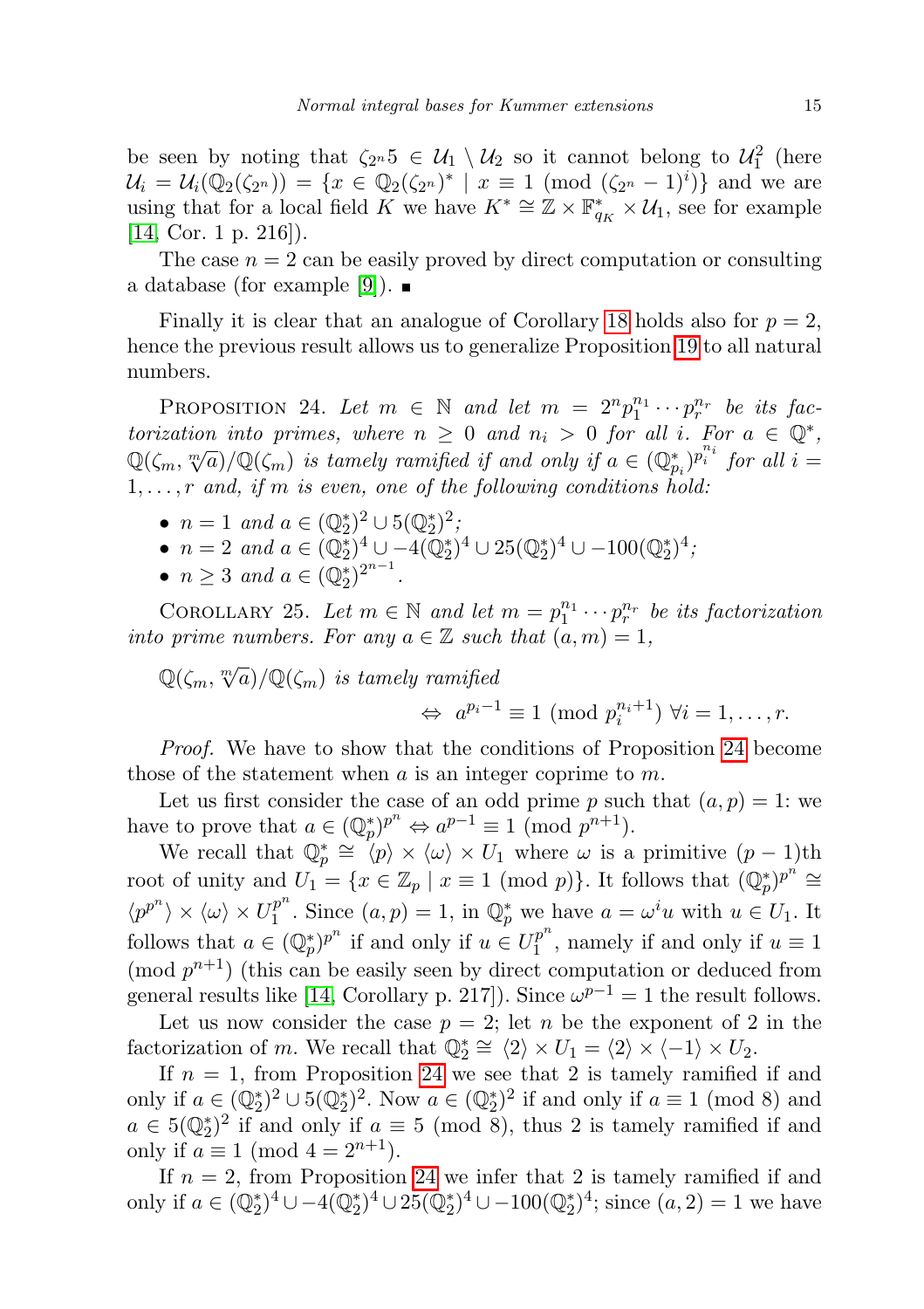be seen by noting that $\zeta_{2^n}5 \in \mathcal{U}_1 \setminus \mathcal{U}_2$ so it cannot belong to $\mathcal{U}_1^2$ (here $\mathcal{U}_i = \mathcal{U}_i(\mathbb{Q}_2(\zeta_{2^n})) = \{x \in \mathbb{Q}_2(\zeta_{2^n})^* \mid x \equiv 1 \pmod{(\zeta_{2^n}-1)^i}\}$ and we are using that for a local field $K$ we have $K^* \cong \mathbb{Z} \times \mathbb{F}_{q_K}^* \times \mathcal{U}_1$, see for example [14, Cor. 1 p. 216]).

The case $n = 2$ can be easily proved by direct computation or consulting a database (for example [9]). ∎

Finally it is clear that an analogue of Corollary 18 holds also for $p = 2$, hence the previous result allows us to generalize Proposition 19 to all natural numbers.

Proposition 24. *Let $m \in \mathbb{N}$ and let $m = 2^n p_1^{n_1} \cdots p_r^{n_r}$ be its factorization into primes, where $n \geq 0$ and $n_i > 0$ for all $i$. For $a \in \mathbb{Q}^*$, $\mathbb{Q}(\zeta_m, \sqrt[m]{a})/\mathbb{Q}(\zeta_m)$ is tamely ramified if and only if $a \in (\mathbb{Q}_{p_i}^*)^{p_i^{n_i}}$ for all $i = 1, \dots, r$ and, if $m$ is even, one of the following conditions hold:*

- *$n = 1$ and $a \in (\mathbb{Q}_2^*)^2 \cup 5(\mathbb{Q}_2^*)^2$;*
- *$n = 2$ and $a \in (\mathbb{Q}_2^*)^4 \cup -4(\mathbb{Q}_2^*)^4 \cup 25(\mathbb{Q}_2^*)^4 \cup -100(\mathbb{Q}_2^*)^4$;*
- *$n \geq 3$ and $a \in (\mathbb{Q}_2^*)^{2^{n-1}}$.*

Corollary 25. *Let $m \in \mathbb{N}$ and let $m = p_1^{n_1} \cdots p_r^{n_r}$ be its factorization into prime numbers. For any $a \in \mathbb{Z}$ such that $(a, m) = 1$,*

$$\mathbb{Q}(\zeta_m, \sqrt[m]{a})/\mathbb{Q}(\zeta_m) \text{ is tamely ramified} \quad \Leftrightarrow \quad a^{p_i - 1} \equiv 1 \pmod{p_i^{n_i+1}} \ \forall i = 1, \dots, r.$$

*Proof.* We have to show that the conditions of Proposition 24 become those of the statement when $a$ is an integer coprime to $m$.

Let us first consider the case of an odd prime $p$ such that $(a, p) = 1$: we have to prove that $a \in (\mathbb{Q}_p^*)^{p^n} \Leftrightarrow a^{p-1} \equiv 1 \pmod{p^{n+1}}$.

We recall that $\mathbb{Q}_p^* \cong \langle p \rangle \times \langle \omega \rangle \times U_1$ where $\omega$ is a primitive $(p-1)$th root of unity and $U_1 = \{x \in \mathbb{Z}_p \mid x \equiv 1 \pmod{p}\}$. It follows that $(\mathbb{Q}_p^*)^{p^n} \cong \langle p^{p^n} \rangle \times \langle \omega \rangle \times U_1^{p^n}$. Since $(a, p) = 1$, in $\mathbb{Q}_p^*$ we have $a = \omega^i u$ with $u \in U_1$. It follows that $a \in (\mathbb{Q}_p^*)^{p^n}$ if and only if $u \in U_1^{p^n}$, namely if and only if $u \equiv 1 \pmod{p^{n+1}}$ (this can be easily seen by direct computation or deduced from general results like [14, Corollary p. 217]). Since $\omega^{p-1} = 1$ the result follows.

Let us now consider the case $p = 2$; let $n$ be the exponent of 2 in the factorization of $m$. We recall that $\mathbb{Q}_2^* \cong \langle 2 \rangle \times U_1 = \langle 2 \rangle \times \langle -1 \rangle \times U_2$.

If $n = 1$, from Proposition 24 we see that 2 is tamely ramified if and only if $a \in (\mathbb{Q}_2^*)^2 \cup 5(\mathbb{Q}_2^*)^2$. Now $a \in (\mathbb{Q}_2^*)^2$ if and only if $a \equiv 1 \pmod 8$ and $a \in 5(\mathbb{Q}_2^*)^2$ if and only if $a \equiv 5 \pmod 8$, thus 2 is tamely ramified if and only if $a \equiv 1 \pmod{4 = 2^{n+1}}$.

If $n = 2$, from Proposition 24 we infer that 2 is tamely ramified if and only if $a \in (\mathbb{Q}_2^*)^4 \cup -4(\mathbb{Q}_2^*)^4 \cup 25(\mathbb{Q}_2^*)^4 \cup -100(\mathbb{Q}_2^*)^4$; since $(a, 2) = 1$ we have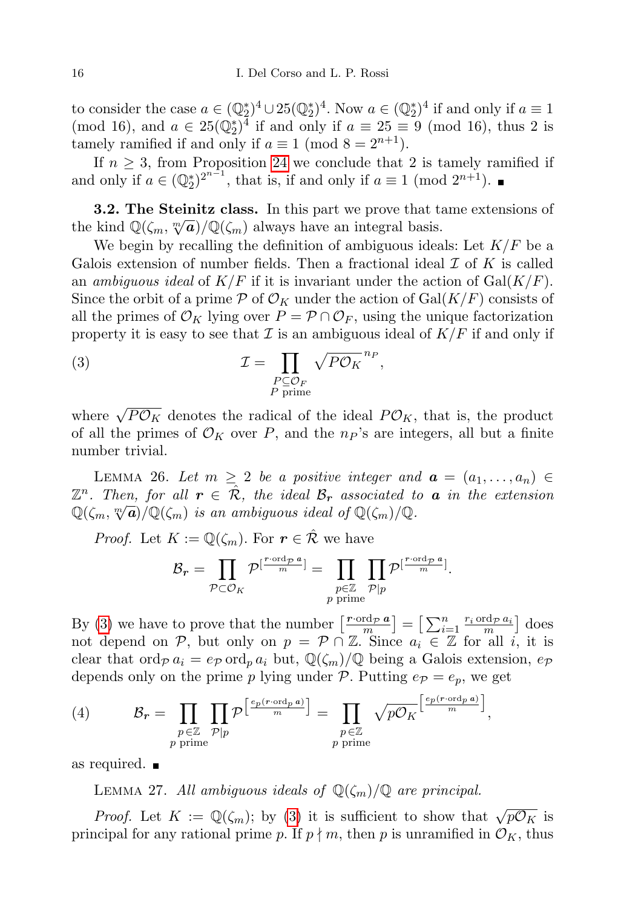to consider the case $a \in (\mathbb{Q}_2^*)^4 \cup 25(\mathbb{Q}_2^*)^4$. Now $a \in (\mathbb{Q}_2^*)^4$ if and only if $a \equiv 1 \pmod{16}$, and $a \in 25(\mathbb{Q}_2^*)^4$ if and only if $a \equiv 25 \equiv 9 \pmod{16}$, thus 2 is tamely ramified if and only if $a \equiv 1 \pmod{8 = 2^{n+1}}$.

If $n \geq 3$, from Proposition 24 we conclude that 2 is tamely ramified if and only if $a \in (\mathbb{Q}_2^*)^{2^{n-1}}$, that is, if and only if $a \equiv 1 \pmod{2^{n+1}}$. ∎

**3.2. The Steinitz class.** In this part we prove that tame extensions of the kind $\mathbb{Q}(\zeta_m, \sqrt[m]{\boldsymbol{a}})/\mathbb{Q}(\zeta_m)$ always have an integral basis.

We begin by recalling the definition of ambiguous ideals: Let $K/F$ be a Galois extension of number fields. Then a fractional ideal $\mathcal{I}$ of $K$ is called an *ambiguous ideal* of $K/F$ if it is invariant under the action of $\mathrm{Gal}(K/F)$. Since the orbit of a prime $\mathcal{P}$ of $\mathcal{O}_K$ under the action of $\mathrm{Gal}(K/F)$ consists of all the primes of $\mathcal{O}_K$ lying over $P = \mathcal{P} \cap \mathcal{O}_F$, using the unique factorization property it is easy to see that $\mathcal{I}$ is an ambiguous ideal of $K/F$ if and only if

$$\mathcal{I} = \prod_{\substack{P \subseteq \mathcal{O}_F \\ P \text{ prime}}} \sqrt{P\mathcal{O}_K}^{\,n_P}, \tag{3}$$

where $\sqrt{P\mathcal{O}_K}$ denotes the radical of the ideal $P\mathcal{O}_K$, that is, the product of all the primes of $\mathcal{O}_K$ over $P$, and the $n_P$'s are integers, all but a finite number trivial.

Lemma 26. *Let $m \geq 2$ be a positive integer and $\boldsymbol{a} = (a_1, \ldots, a_n) \in \mathbb{Z}^n$. Then, for all $\boldsymbol{r} \in \hat{\mathcal{R}}$, the ideal $\mathcal{B}_{\boldsymbol{r}}$ associated to $\boldsymbol{a}$ in the extension $\mathbb{Q}(\zeta_m, \sqrt[m]{\boldsymbol{a}})/\mathbb{Q}(\zeta_m)$ is an ambiguous ideal of $\mathbb{Q}(\zeta_m)/\mathbb{Q}$.*

*Proof.* Let $K := \mathbb{Q}(\zeta_m)$. For $\boldsymbol{r} \in \hat{\mathcal{R}}$ we have

$$\mathcal{B}_{\boldsymbol{r}} = \prod_{\mathcal{P} \subset \mathcal{O}_K} \mathcal{P}^{\left[\frac{\boldsymbol{r} \cdot \mathrm{ord}_{\mathcal{P}} \boldsymbol{a}}{m}\right]} = \prod_{\substack{p \in \mathbb{Z} \\ p \text{ prime}}} \prod_{\mathcal{P} \mid p} \mathcal{P}^{\left[\frac{\boldsymbol{r} \cdot \mathrm{ord}_{\mathcal{P}} \boldsymbol{a}}{m}\right]}.$$

By (3) we have to prove that the number $\left[\frac{\boldsymbol{r} \cdot \mathrm{ord}_{\mathcal{P}} \boldsymbol{a}}{m}\right] = \left[\sum_{i=1}^n \frac{r_i \,\mathrm{ord}_{\mathcal{P}} a_i}{m}\right]$ does not depend on $\mathcal{P}$, but only on $p = \mathcal{P} \cap \mathbb{Z}$. Since $a_i \in \mathbb{Z}$ for all $i$, it is clear that $\mathrm{ord}_{\mathcal{P}} a_i = e_{\mathcal{P}} \,\mathrm{ord}_p a_i$ but, $\mathbb{Q}(\zeta_m)/\mathbb{Q}$ being a Galois extension, $e_{\mathcal{P}}$ depends only on the prime $p$ lying under $\mathcal{P}$. Putting $e_{\mathcal{P}} = e_p$, we get

$$\mathcal{B}_{\boldsymbol{r}} = \prod_{\substack{p \in \mathbb{Z} \\ p \text{ prime}}} \prod_{\mathcal{P} \mid p} \mathcal{P}^{\left[\frac{e_p(\boldsymbol{r} \cdot \mathrm{ord}_p \boldsymbol{a})}{m}\right]} = \prod_{\substack{p \in \mathbb{Z} \\ p \text{ prime}}} \sqrt{p\mathcal{O}_K}^{\left[\frac{e_p(\boldsymbol{r} \cdot \mathrm{ord}_p \boldsymbol{a})}{m}\right]}, \tag{4}$$

as required. ∎

Lemma 27. *All ambiguous ideals of $\mathbb{Q}(\zeta_m)/\mathbb{Q}$ are principal.*

*Proof.* Let $K := \mathbb{Q}(\zeta_m)$; by (3) it is sufficient to show that $\sqrt{p\mathcal{O}_K}$ is principal for any rational prime $p$. If $p \nmid m$, then $p$ is unramified in $\mathcal{O}_K$, thus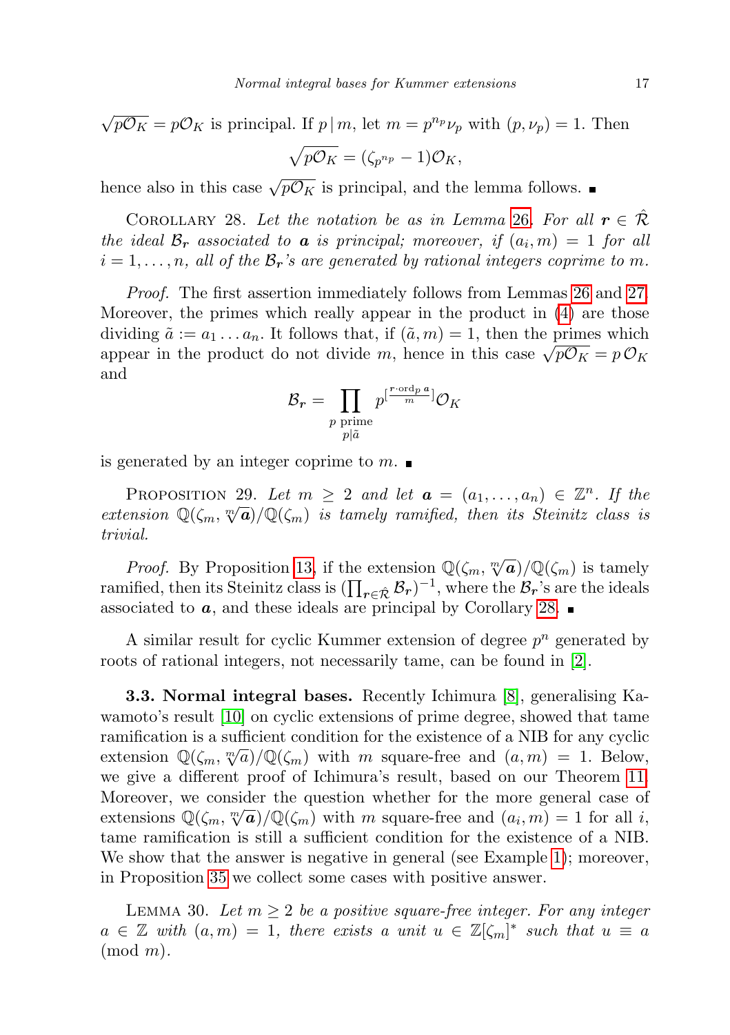$\sqrt{p\mathcal{O}_K} = p\mathcal{O}_K$ is principal. If $p \mid m$, let $m = p^{n_p}\nu_p$ with $(p, \nu_p) = 1$. Then

$$\sqrt{p\mathcal{O}_K} = (\zeta_{p^{n_p}} - 1)\mathcal{O}_K,$$

hence also in this case $\sqrt{p\mathcal{O}_K}$ is principal, and the lemma follows. ∎

COROLLARY 28. *Let the notation be as in Lemma 26. For all $\boldsymbol{r} \in \hat{\mathcal{R}}$ the ideal $\mathcal{B}_{\boldsymbol{r}}$ associated to $\boldsymbol{a}$ is principal; moreover, if $(a_i, m) = 1$ for all $i = 1, \ldots, n$, all of the $\mathcal{B}_{\boldsymbol{r}}$'s are generated by rational integers coprime to $m$.*

*Proof.* The first assertion immediately follows from Lemmas 26 and 27. Moreover, the primes which really appear in the product in (4) are those dividing $\tilde{a} := a_1 \ldots a_n$. It follows that, if $(\tilde{a}, m) = 1$, then the primes which appear in the product do not divide $m$, hence in this case $\sqrt{p\mathcal{O}_K} = p\,\mathcal{O}_K$ and

$$\mathcal{B}_{\boldsymbol{r}} = \prod_{\substack{p \text{ prime} \\ p \mid \tilde{a}}} p^{[\frac{\boldsymbol{r}\cdot \mathrm{ord}_p \boldsymbol{a}}{m}]}\mathcal{O}_K$$

is generated by an integer coprime to $m$. ∎

PROPOSITION 29. *Let $m \geq 2$ and let $\boldsymbol{a} = (a_1, \ldots, a_n) \in \mathbb{Z}^n$. If the extension $\mathbb{Q}(\zeta_m, \sqrt[m]{\boldsymbol{a}})/\mathbb{Q}(\zeta_m)$ is tamely ramified, then its Steinitz class is trivial.*

*Proof.* By Proposition 13, if the extension $\mathbb{Q}(\zeta_m, \sqrt[m]{\boldsymbol{a}})/\mathbb{Q}(\zeta_m)$ is tamely ramified, then its Steinitz class is $(\prod_{\boldsymbol{r}\in\hat{\mathcal{R}}} \mathcal{B}_{\boldsymbol{r}})^{-1}$, where the $\mathcal{B}_{\boldsymbol{r}}$'s are the ideals associated to $\boldsymbol{a}$, and these ideals are principal by Corollary 28. ∎

A similar result for cyclic Kummer extension of degree $p^n$ generated by roots of rational integers, not necessarily tame, can be found in [2].

**3.3. Normal integral bases.** Recently Ichimura [8], generalising Kawamoto's result [10] on cyclic extensions of prime degree, showed that tame ramification is a sufficient condition for the existence of a NIB for any cyclic extension $\mathbb{Q}(\zeta_m, \sqrt[m]{a})/\mathbb{Q}(\zeta_m)$ with $m$ square-free and $(a, m) = 1$. Below, we give a different proof of Ichimura's result, based on our Theorem 11. Moreover, we consider the question whether for the more general case of extensions $\mathbb{Q}(\zeta_m, \sqrt[m]{\boldsymbol{a}})/\mathbb{Q}(\zeta_m)$ with $m$ square-free and $(a_i, m) = 1$ for all $i$, tame ramification is still a sufficient condition for the existence of a NIB. We show that the answer is negative in general (see Example 1); moreover, in Proposition 35 we collect some cases with positive answer.

LEMMA 30. *Let $m \geq 2$ be a positive square-free integer. For any integer $a \in \mathbb{Z}$ with $(a, m) = 1$, there exists a unit $u \in \mathbb{Z}[\zeta_m]^*$ such that $u \equiv a \pmod{m}$.*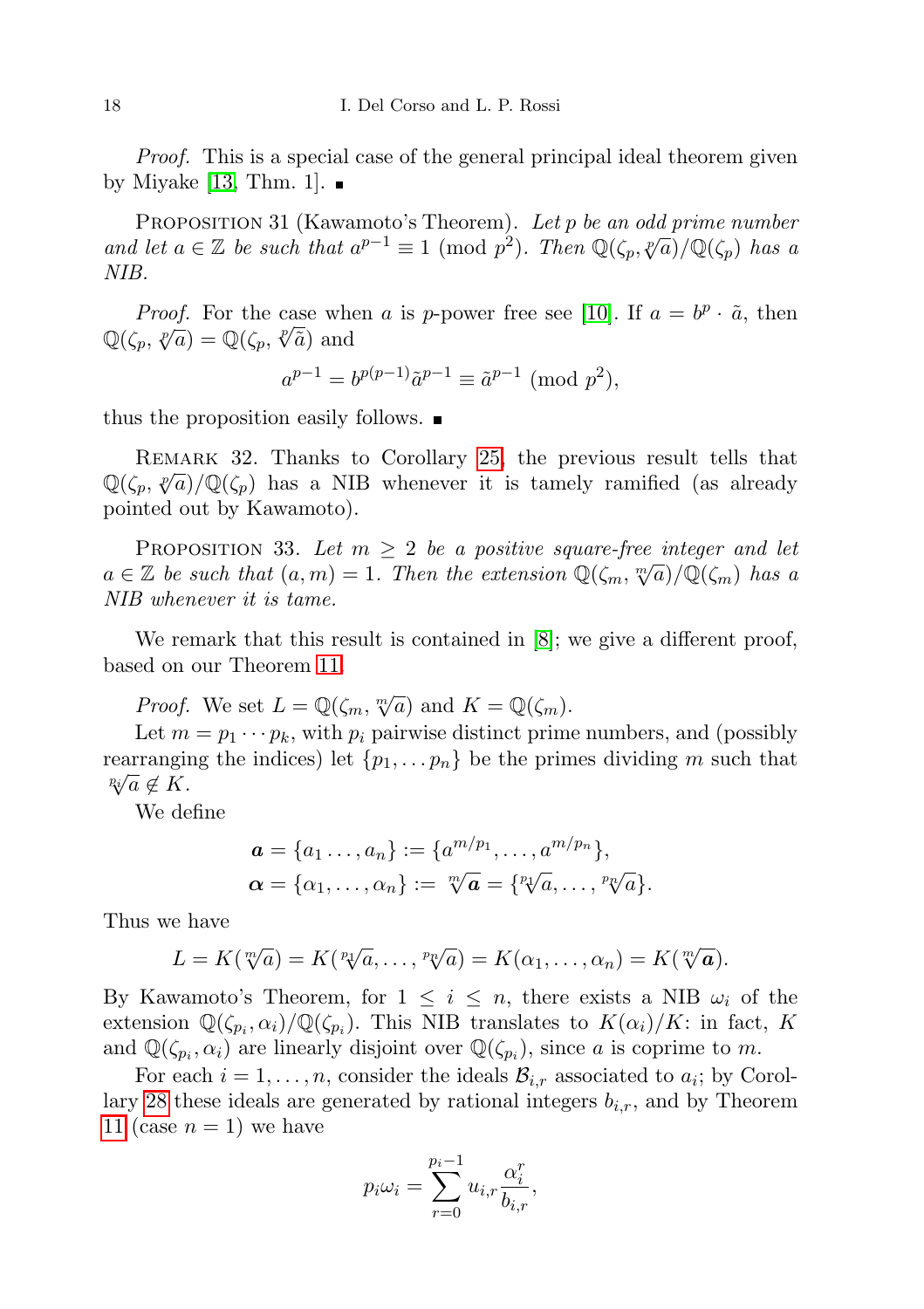*Proof.* This is a special case of the general principal ideal theorem given by Miyake [13, Thm. 1]. ∎

Proposition 31 (Kawamoto's Theorem). *Let $p$ be an odd prime number and let $a \in \mathbb{Z}$ be such that $a^{p-1} \equiv 1 \pmod{p^2}$. Then $\mathbb{Q}(\zeta_p, \sqrt[p]{a})/\mathbb{Q}(\zeta_p)$ has a NIB.*

*Proof.* For the case when $a$ is $p$-power free see [10]. If $a = b^p \cdot \tilde{a}$, then $\mathbb{Q}(\zeta_p, \sqrt[p]{a}) = \mathbb{Q}(\zeta_p, \sqrt[p]{\tilde{a}})$ and

$$a^{p-1} = b^{p(p-1)}\tilde{a}^{p-1} \equiv \tilde{a}^{p-1} \pmod{p^2},$$

thus the proposition easily follows. ∎

Remark 32. Thanks to Corollary 25, the previous result tells that $\mathbb{Q}(\zeta_p, \sqrt[p]{a})/\mathbb{Q}(\zeta_p)$ has a NIB whenever it is tamely ramified (as already pointed out by Kawamoto).

Proposition 33. *Let $m \geq 2$ be a positive square-free integer and let $a \in \mathbb{Z}$ be such that $(a, m) = 1$. Then the extension $\mathbb{Q}(\zeta_m, \sqrt[m]{a})/\mathbb{Q}(\zeta_m)$ has a NIB whenever it is tame.*

We remark that this result is contained in [8]; we give a different proof, based on our Theorem 11.

*Proof.* We set $L = \mathbb{Q}(\zeta_m, \sqrt[m]{a})$ and $K = \mathbb{Q}(\zeta_m)$.

Let $m = p_1 \cdots p_k$, with $p_i$ pairwise distinct prime numbers, and (possibly rearranging the indices) let $\{p_1, \dots p_n\}$ be the primes dividing $m$ such that $\sqrt[p_i]{a} \notin K$.

We define

$$\begin{aligned}
\boldsymbol{a} &= \{a_1 \dots, a_n\} := \{a^{m/p_1}, \dots, a^{m/p_n}\},\\
\boldsymbol{\alpha} &= \{\alpha_1, \dots, \alpha_n\} := \sqrt[m]{\boldsymbol{a}} = \{\sqrt[p_1]{a}, \dots, \sqrt[p_n]{a}\}.
\end{aligned}$$

Thus we have

$$L = K(\sqrt[m]{a}) = K(\sqrt[p_1]{a}, \dots, \sqrt[p_n]{a}) = K(\alpha_1, \dots, \alpha_n) = K(\sqrt[m]{\boldsymbol{a}}).$$

By Kawamoto's Theorem, for $1 \leq i \leq n$, there exists a NIB $\omega_i$ of the extension $\mathbb{Q}(\zeta_{p_i}, \alpha_i)/\mathbb{Q}(\zeta_{p_i})$. This NIB translates to $K(\alpha_i)/K$: in fact, $K$ and $\mathbb{Q}(\zeta_{p_i}, \alpha_i)$ are linearly disjoint over $\mathbb{Q}(\zeta_{p_i})$, since $a$ is coprime to $m$.

For each $i = 1, \dots, n$, consider the ideals $\mathcal{B}_{i,r}$ associated to $a_i$; by Corollary 28 these ideals are generated by rational integers $b_{i,r}$, and by Theorem 11 (case $n = 1$) we have

$$p_i\omega_i = \sum_{r=0}^{p_i-1} u_{i,r}\frac{\alpha_i^r}{b_{i,r}},$$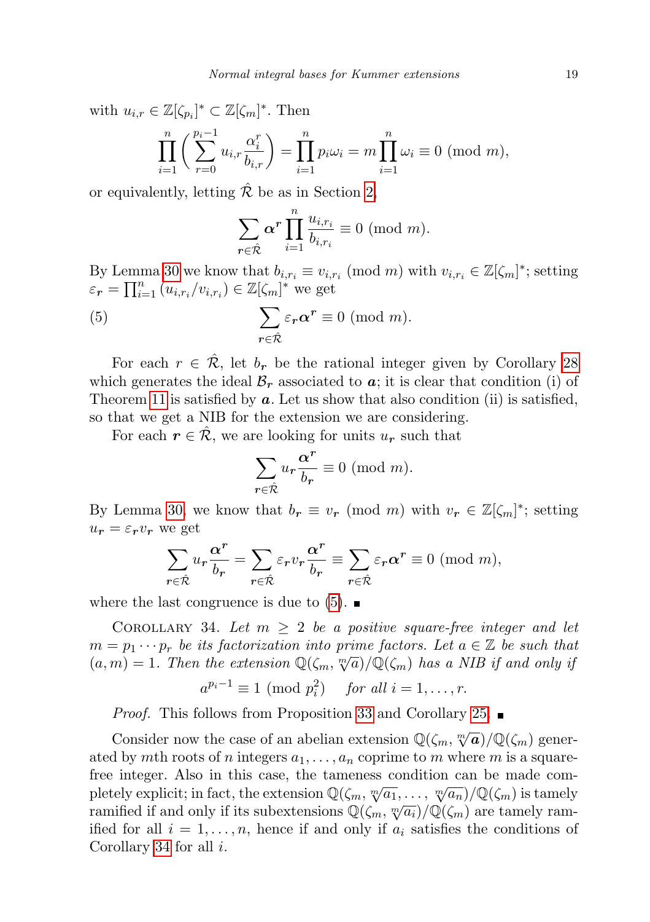with $u_{i,r} \in \mathbb{Z}[\zeta_{p_i}]^* \subset \mathbb{Z}[\zeta_m]^*$. Then

$$\prod_{i=1}^{n}\bigg(\sum_{r=0}^{p_i-1} u_{i,r}\frac{\alpha_i^r}{b_{i,r}}\bigg) = \prod_{i=1}^{n} p_i\omega_i = m\prod_{i=1}^{n}\omega_i \equiv 0 \pmod{m},$$

or equivalently, letting $\hat{\mathcal{R}}$ be as in Section 2,

$$\sum_{\boldsymbol{r}\in\hat{\mathcal{R}}} \boldsymbol{\alpha}^{\boldsymbol{r}} \prod_{i=1}^{n} \frac{u_{i,r_i}}{b_{i,r_i}} \equiv 0 \pmod{m}.$$

By Lemma 30 we know that $b_{i,r_i} \equiv v_{i,r_i} \pmod{m}$ with $v_{i,r_i} \in \mathbb{Z}[\zeta_m]^*$; setting $\varepsilon_{\boldsymbol{r}} = \prod_{i=1}^{n}(u_{i,r_i}/v_{i,r_i}) \in \mathbb{Z}[\zeta_m]^*$ we get

$$\sum_{\boldsymbol{r}\in\hat{\mathcal{R}}} \varepsilon_{\boldsymbol{r}}\boldsymbol{\alpha}^{\boldsymbol{r}} \equiv 0 \pmod{m}. \tag{5}$$

For each $r \in \hat{\mathcal{R}}$, let $b_{\boldsymbol{r}}$ be the rational integer given by Corollary 28 which generates the ideal $\mathcal{B}_{\boldsymbol{r}}$ associated to $\boldsymbol{a}$; it is clear that condition (i) of Theorem 11 is satisfied by $\boldsymbol{a}$. Let us show that also condition (ii) is satisfied, so that we get a NIB for the extension we are considering.

For each $\boldsymbol{r} \in \hat{\mathcal{R}}$, we are looking for units $u_{\boldsymbol{r}}$ such that

$$\sum_{\boldsymbol{r}\in\hat{\mathcal{R}}} u_{\boldsymbol{r}}\frac{\boldsymbol{\alpha}^{\boldsymbol{r}}}{b_{\boldsymbol{r}}} \equiv 0 \pmod{m}.$$

By Lemma 30, we know that $b_{\boldsymbol{r}} \equiv v_{\boldsymbol{r}} \pmod{m}$ with $v_{\boldsymbol{r}} \in \mathbb{Z}[\zeta_m]^*$; setting $u_{\boldsymbol{r}} = \varepsilon_{\boldsymbol{r}}v_{\boldsymbol{r}}$ we get

$$\sum_{\boldsymbol{r}\in\hat{\mathcal{R}}} u_{\boldsymbol{r}}\frac{\boldsymbol{\alpha}^{\boldsymbol{r}}}{b_{\boldsymbol{r}}} = \sum_{\boldsymbol{r}\in\hat{\mathcal{R}}} \varepsilon_{\boldsymbol{r}}v_{\boldsymbol{r}}\frac{\boldsymbol{\alpha}^{\boldsymbol{r}}}{b_{\boldsymbol{r}}} \equiv \sum_{\boldsymbol{r}\in\hat{\mathcal{R}}} \varepsilon_{\boldsymbol{r}}\boldsymbol{\alpha}^{\boldsymbol{r}} \equiv 0 \pmod{m},$$

where the last congruence is due to (5). ∎

Corollary 34. *Let $m \geq 2$ be a positive square-free integer and let $m = p_1 \cdots p_r$ be its factorization into prime factors. Let $a \in \mathbb{Z}$ be such that $(a, m) = 1$. Then the extension $\mathbb{Q}(\zeta_m, \sqrt[m]{a})/\mathbb{Q}(\zeta_m)$ has a NIB if and only if*

$$a^{p_i-1} \equiv 1 \pmod{p_i^2} \quad \textit{for all } i = 1, \ldots, r.$$

*Proof.* This follows from Proposition 33 and Corollary 25. ∎

Consider now the case of an abelian extension $\mathbb{Q}(\zeta_m, \sqrt[m]{\boldsymbol{a}})/\mathbb{Q}(\zeta_m)$ generated by $m$th roots of $n$ integers $a_1, \ldots, a_n$ coprime to $m$ where $m$ is a square-free integer. Also in this case, the tameness condition can be made completely explicit; in fact, the extension $\mathbb{Q}(\zeta_m, \sqrt[m]{a_1}, \ldots, \sqrt[m]{a_n})/\mathbb{Q}(\zeta_m)$ is tamely ramified if and only if its subextensions $\mathbb{Q}(\zeta_m, \sqrt[m]{a_i})/\mathbb{Q}(\zeta_m)$ are tamely ramified for all $i = 1, \ldots, n$, hence if and only if $a_i$ satisfies the conditions of Corollary 34 for all $i$.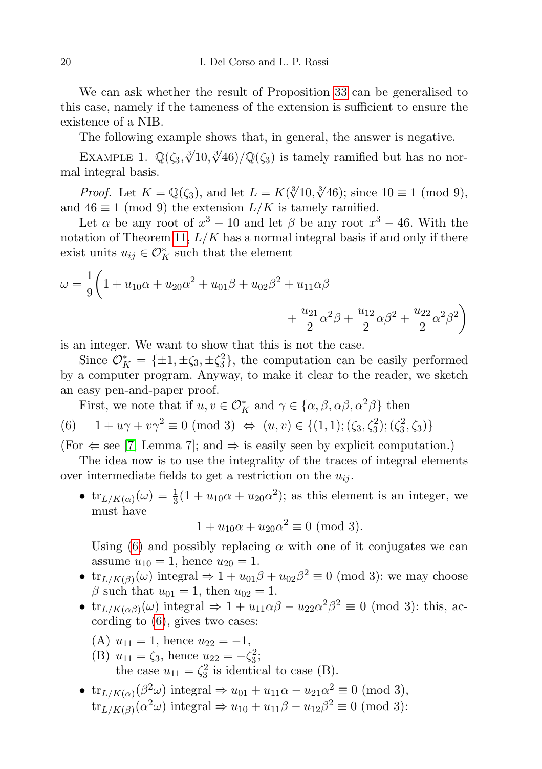We can ask whether the result of Proposition 33 can be generalised to this case, namely if the tameness of the extension is sufficient to ensure the existence of a NIB.

The following example shows that, in general, the answer is negative.

Example 1. $\mathbb{Q}(\zeta_3, \sqrt[3]{10}, \sqrt[3]{46})/\mathbb{Q}(\zeta_3)$ is tamely ramified but has no normal integral basis.

*Proof.* Let $K = \mathbb{Q}(\zeta_3)$, and let $L = K(\sqrt[3]{10}, \sqrt[3]{46})$; since $10 \equiv 1 \pmod 9$, and $46 \equiv 1 \pmod 9$ the extension $L/K$ is tamely ramified.

Let $\alpha$ be any root of $x^3 - 10$ and let $\beta$ be any root $x^3 - 46$. With the notation of Theorem 11, $L/K$ has a normal integral basis if and only if there exist units $u_{ij} \in \mathcal{O}_K^*$ such that the element

$$\omega = \frac{1}{9}\bigg(1 + u_{10}\alpha + u_{20}\alpha^2 + u_{01}\beta + u_{02}\beta^2 + u_{11}\alpha\beta + \frac{u_{21}}{2}\alpha^2\beta + \frac{u_{12}}{2}\alpha\beta^2 + \frac{u_{22}}{2}\alpha^2\beta^2\bigg)$$

is an integer. We want to show that this is not the case.

Since $\mathcal{O}_K^* = \{\pm 1, \pm\zeta_3, \pm\zeta_3^2\}$, the computation can be easily performed by a computer program. Anyway, to make it clear to the reader, we sketch an easy pen-and-paper proof.

First, we note that if $u, v \in \mathcal{O}_K^*$ and $\gamma \in \{\alpha, \beta, \alpha\beta, \alpha^2\beta\}$ then

$$(6) \qquad 1 + u\gamma + v\gamma^2 \equiv 0 \pmod 3 \;\Leftrightarrow\; (u, v) \in \{(1,1); (\zeta_3, \zeta_3^2); (\zeta_3^2, \zeta_3)\}$$

(For $\Leftarrow$ see [7, Lemma 7]; and $\Rightarrow$ is easily seen by explicit computation.)

The idea now is to use the integrality of the traces of integral elements over intermediate fields to get a restriction on the $u_{ij}$.

- $\mathrm{tr}_{L/K(\alpha)}(\omega) = \frac{1}{3}(1 + u_{10}\alpha + u_{20}\alpha^2)$; as this element is an integer, we must have
$$1 + u_{10}\alpha + u_{20}\alpha^2 \equiv 0 \pmod 3.$$
Using (6) and possibly replacing $\alpha$ with one of it conjugates we can assume $u_{10} = 1$, hence $u_{20} = 1$.
- $\mathrm{tr}_{L/K(\beta)}(\omega)$ integral $\Rightarrow 1 + u_{01}\beta + u_{02}\beta^2 \equiv 0 \pmod 3$: we may choose $\beta$ such that $u_{01} = 1$, then $u_{02} = 1$.
- $\mathrm{tr}_{L/K(\alpha\beta)}(\omega)$ integral $\Rightarrow 1 + u_{11}\alpha\beta - u_{22}\alpha^2\beta^2 \equiv 0 \pmod 3$: this, according to (6), gives two cases:
  - (A) $u_{11} = 1$, hence $u_{22} = -1$,
  - (B) $u_{11} = \zeta_3$, hence $u_{22} = -\zeta_3^2$;
  
  the case $u_{11} = \zeta_3^2$ is identical to case (B).
- $\mathrm{tr}_{L/K(\alpha)}(\beta^2\omega)$ integral $\Rightarrow u_{01} + u_{11}\alpha - u_{21}\alpha^2 \equiv 0 \pmod 3$,
$\mathrm{tr}_{L/K(\beta)}(\alpha^2\omega)$ integral $\Rightarrow u_{10} + u_{11}\beta - u_{12}\beta^2 \equiv 0 \pmod 3$: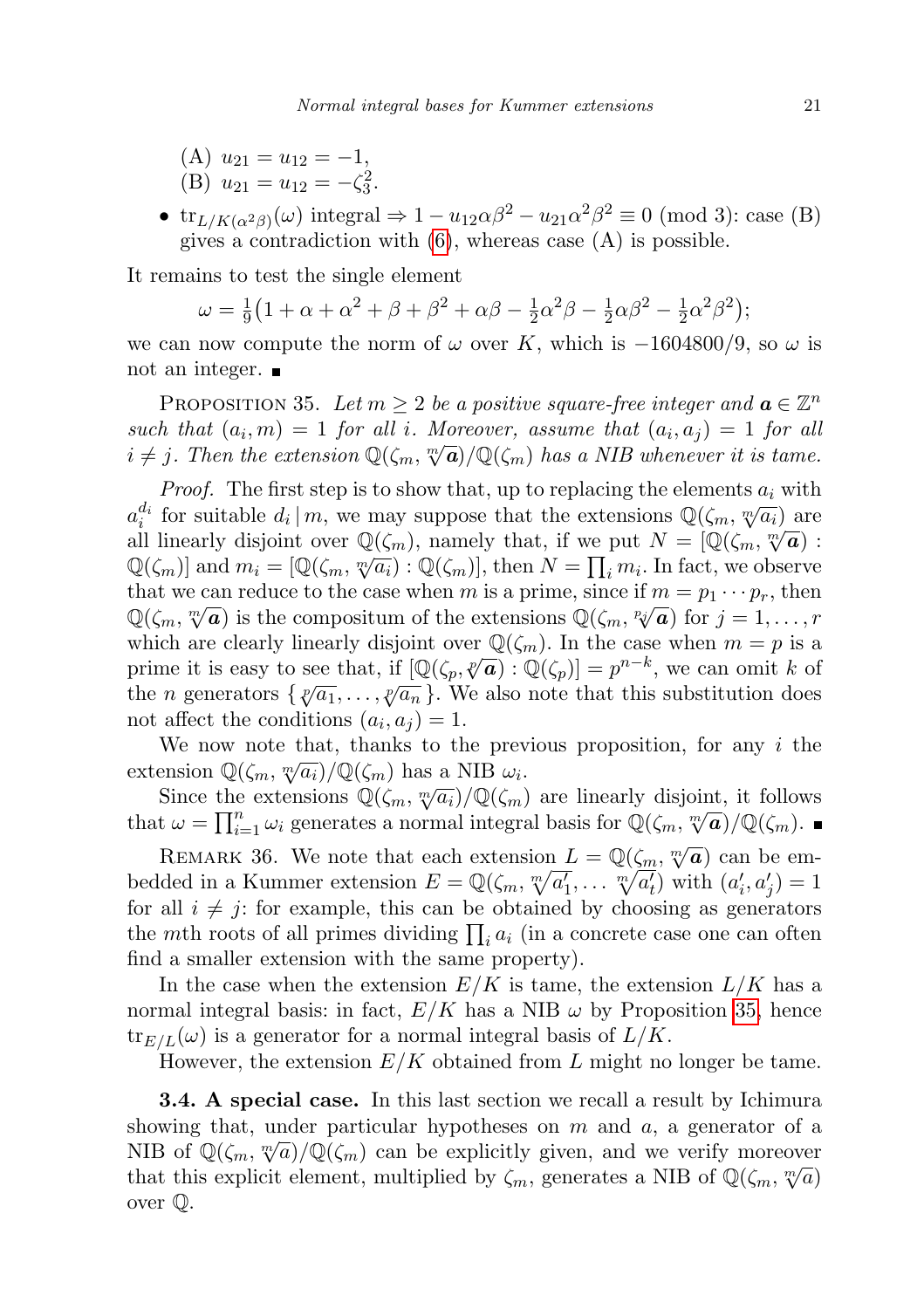(A) $u_{21} = u_{12} = -1$,
(B) $u_{21} = u_{12} = -\zeta_3^2$.

- $\mathrm{tr}_{L/K(\alpha^2\beta)}(\omega)$ integral $\Rightarrow 1 - u_{12}\alpha\beta^2 - u_{21}\alpha^2\beta^2 \equiv 0 \pmod 3$: case (B) gives a contradiction with (6), whereas case (A) is possible.

It remains to test the single element

$$\omega = \tfrac{1}{9}\big(1 + \alpha + \alpha^2 + \beta + \beta^2 + \alpha\beta - \tfrac{1}{2}\alpha^2\beta - \tfrac{1}{2}\alpha\beta^2 - \tfrac{1}{2}\alpha^2\beta^2\big);$$

we can now compute the norm of $\omega$ over $K$, which is $-1604800/9$, so $\omega$ is not an integer. ∎

Proposition 35. *Let $m \geq 2$ be a positive square-free integer and $\boldsymbol{a} \in \mathbb{Z}^n$ such that $(a_i, m) = 1$ for all $i$. Moreover, assume that $(a_i, a_j) = 1$ for all $i \neq j$. Then the extension $\mathbb{Q}(\zeta_m, \sqrt[m]{\boldsymbol{a}})/\mathbb{Q}(\zeta_m)$ has a NIB whenever it is tame.*

*Proof.* The first step is to show that, up to replacing the elements $a_i$ with $a_i^{d_i}$ for suitable $d_i \mid m$, we may suppose that the extensions $\mathbb{Q}(\zeta_m, \sqrt[m]{a_i})$ are all linearly disjoint over $\mathbb{Q}(\zeta_m)$, namely that, if we put $N = [\mathbb{Q}(\zeta_m, \sqrt[m]{\boldsymbol{a}}) : \mathbb{Q}(\zeta_m)]$ and $m_i = [\mathbb{Q}(\zeta_m, \sqrt[m]{a_i}) : \mathbb{Q}(\zeta_m)]$, then $N = \prod_i m_i$. In fact, we observe that we can reduce to the case when $m$ is a prime, since if $m = p_1 \cdots p_r$, then $\mathbb{Q}(\zeta_m, \sqrt[m]{\boldsymbol{a}})$ is the compositum of the extensions $\mathbb{Q}(\zeta_m, \sqrt[p_j]{\boldsymbol{a}})$ for $j = 1, \dots, r$ which are clearly linearly disjoint over $\mathbb{Q}(\zeta_m)$. In the case when $m = p$ is a prime it is easy to see that, if $[\mathbb{Q}(\zeta_p, \sqrt[p]{\boldsymbol{a}}) : \mathbb{Q}(\zeta_p)] = p^{n-k}$, we can omit $k$ of the $n$ generators $\{\sqrt[p]{a_1}, \dots, \sqrt[p]{a_n}\}$. We also note that this substitution does not affect the conditions $(a_i, a_j) = 1$.

We now note that, thanks to the previous proposition, for any $i$ the extension $\mathbb{Q}(\zeta_m, \sqrt[m]{a_i})/\mathbb{Q}(\zeta_m)$ has a NIB $\omega_i$.

Since the extensions $\mathbb{Q}(\zeta_m, \sqrt[m]{a_i})/\mathbb{Q}(\zeta_m)$ are linearly disjoint, it follows that $\omega = \prod_{i=1}^n \omega_i$ generates a normal integral basis for $\mathbb{Q}(\zeta_m, \sqrt[m]{\boldsymbol{a}})/\mathbb{Q}(\zeta_m)$. ∎

Remark 36. We note that each extension $L = \mathbb{Q}(\zeta_m, \sqrt[m]{\boldsymbol{a}})$ can be embedded in a Kummer extension $E = \mathbb{Q}(\zeta_m, \sqrt[m]{a'_1}, \dots \sqrt[m]{a'_t})$ with $(a'_i, a'_j) = 1$ for all $i \neq j$: for example, this can be obtained by choosing as generators the $m$th roots of all primes dividing $\prod_i a_i$ (in a concrete case one can often find a smaller extension with the same property).

In the case when the extension $E/K$ is tame, the extension $L/K$ has a normal integral basis: in fact, $E/K$ has a NIB $\omega$ by Proposition 35, hence $\mathrm{tr}_{E/L}(\omega)$ is a generator for a normal integral basis of $L/K$.

However, the extension $E/K$ obtained from $L$ might no longer be tame.

**3.4. A special case.** In this last section we recall a result by Ichimura showing that, under particular hypotheses on $m$ and $a$, a generator of a NIB of $\mathbb{Q}(\zeta_m, \sqrt[m]{a})/\mathbb{Q}(\zeta_m)$ can be explicitly given, and we verify moreover that this explicit element, multiplied by $\zeta_m$, generates a NIB of $\mathbb{Q}(\zeta_m, \sqrt[m]{a})$ over $\mathbb{Q}$.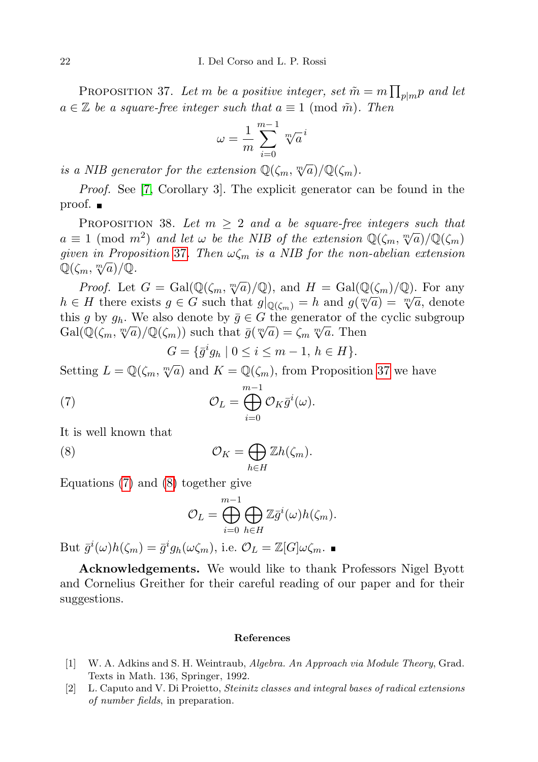Proposition 37. *Let $m$ be a positive integer, set $\tilde{m} = m\prod_{p|m}p$ and let $a \in \mathbb{Z}$ be a square-free integer such that $a \equiv 1 \pmod{\tilde{m}}$. Then*

$$\omega = \frac{1}{m}\sum_{i=0}^{m-1} \sqrt[m]{a}^{\,i}$$

*is a NIB generator for the extension $\mathbb{Q}(\zeta_m, \sqrt[m]{a})/\mathbb{Q}(\zeta_m)$.*

*Proof.* See [7, Corollary 3]. The explicit generator can be found in the proof. ∎

Proposition 38. *Let $m \geq 2$ and $a$ be square-free integers such that $a \equiv 1 \pmod{m^2}$ and let $\omega$ be the NIB of the extension $\mathbb{Q}(\zeta_m, \sqrt[m]{a})/\mathbb{Q}(\zeta_m)$ given in Proposition 37. Then $\omega\zeta_m$ is a NIB for the non-abelian extension $\mathbb{Q}(\zeta_m, \sqrt[m]{a})/\mathbb{Q}$.*

*Proof.* Let $G = \mathrm{Gal}(\mathbb{Q}(\zeta_m, \sqrt[m]{a})/\mathbb{Q})$, and $H = \mathrm{Gal}(\mathbb{Q}(\zeta_m)/\mathbb{Q})$. For any $h \in H$ there exists $g \in G$ such that $g|_{\mathbb{Q}(\zeta_m)} = h$ and $g(\sqrt[m]{a}) = \sqrt[m]{a}$, denote this $g$ by $g_h$. We also denote by $\bar{g} \in G$ the generator of the cyclic subgroup $\mathrm{Gal}(\mathbb{Q}(\zeta_m, \sqrt[m]{a})/\mathbb{Q}(\zeta_m))$ such that $\bar{g}(\sqrt[m]{a}) = \zeta_m \sqrt[m]{a}$. Then

$$G = \{\bar{g}^i g_h \mid 0 \leq i \leq m-1,\ h \in H\}.$$

Setting $L = \mathbb{Q}(\zeta_m, \sqrt[m]{a})$ and $K = \mathbb{Q}(\zeta_m)$, from Proposition 37 we have

$$\mathcal{O}_L = \bigoplus_{i=0}^{m-1} \mathcal{O}_K \bar{g}^i(\omega). \tag{7}$$

It is well known that

$$\mathcal{O}_K = \bigoplus_{h\in H} \mathbb{Z}h(\zeta_m). \tag{8}$$

Equations (7) and (8) together give

$$\mathcal{O}_L = \bigoplus_{i=0}^{m-1} \bigoplus_{h\in H} \mathbb{Z}\bar{g}^i(\omega)h(\zeta_m).$$

But $\bar{g}^i(\omega)h(\zeta_m) = \bar{g}^i g_h(\omega\zeta_m)$, i.e. $\mathcal{O}_L = \mathbb{Z}[G]\omega\zeta_m$. ∎

**Acknowledgements.** We would like to thank Professors Nigel Byott and Cornelius Greither for their careful reading of our paper and for their suggestions.

## References

[1] W. A. Adkins and S. H. Weintraub, *Algebra. An Approach via Module Theory*, Grad. Texts in Math. 136, Springer, 1992.

[2] L. Caputo and V. Di Proietto, *Steinitz classes and integral bases of radical extensions of number fields*, in preparation.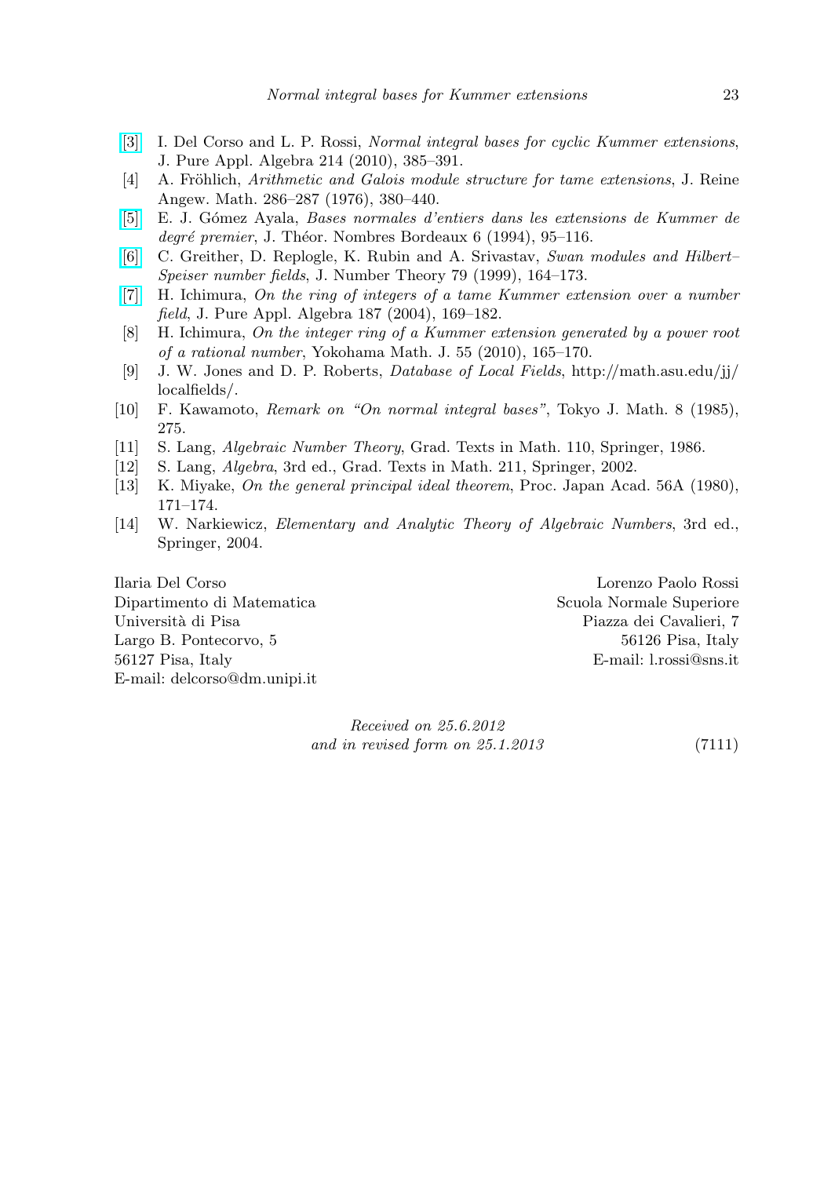[3] I. Del Corso and L. P. Rossi, *Normal integral bases for cyclic Kummer extensions*, J. Pure Appl. Algebra 214 (2010), 385–391.

[4] A. Fröhlich, *Arithmetic and Galois module structure for tame extensions*, J. Reine Angew. Math. 286–287 (1976), 380–440.

[5] E. J. Gómez Ayala, *Bases normales d'entiers dans les extensions de Kummer de degré premier*, J. Théor. Nombres Bordeaux 6 (1994), 95–116.

[6] C. Greither, D. Replogle, K. Rubin and A. Srivastav, *Swan modules and Hilbert–Speiser number fields*, J. Number Theory 79 (1999), 164–173.

[7] H. Ichimura, *On the ring of integers of a tame Kummer extension over a number field*, J. Pure Appl. Algebra 187 (2004), 169–182.

[8] H. Ichimura, *On the integer ring of a Kummer extension generated by a power root of a rational number*, Yokohama Math. J. 55 (2010), 165–170.

[9] J. W. Jones and D. P. Roberts, *Database of Local Fields*, http://math.asu.edu/jj/localfields/.

[10] F. Kawamoto, *Remark on "On normal integral bases"*, Tokyo J. Math. 8 (1985), 275.

[11] S. Lang, *Algebraic Number Theory*, Grad. Texts in Math. 110, Springer, 1986.

[12] S. Lang, *Algebra*, 3rd ed., Grad. Texts in Math. 211, Springer, 2002.

[13] K. Miyake, *On the general principal ideal theorem*, Proc. Japan Acad. 56A (1980), 171–174.

[14] W. Narkiewicz, *Elementary and Analytic Theory of Algebraic Numbers*, 3rd ed., Springer, 2004.

Ilaria Del Corso
Dipartimento di Matematica
Università di Pisa
Largo B. Pontecorvo, 5
56127 Pisa, Italy
E-mail: delcorso@dm.unipi.it

Lorenzo Paolo Rossi
Scuola Normale Superiore
Piazza dei Cavalieri, 7
56126 Pisa, Italy
E-mail: l.rossi@sns.it

*Received on 25.6.2012*
*and in revised form on 25.1.2013* (7111)